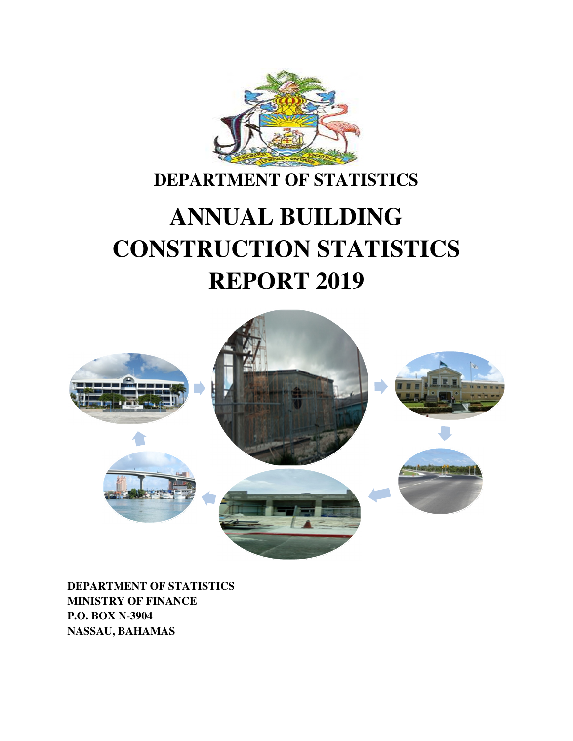**DEPARTMENT OF STATISTICS**

# ANNUAL BUILDING CONSTRUCTION STATISTICS REPORT 2019

**DEPARTMENT OF STATISTICS**
**MINISTRY OF FINANCE**
**P.O. BOX N-3904**
**NASSAU, BAHAMAS**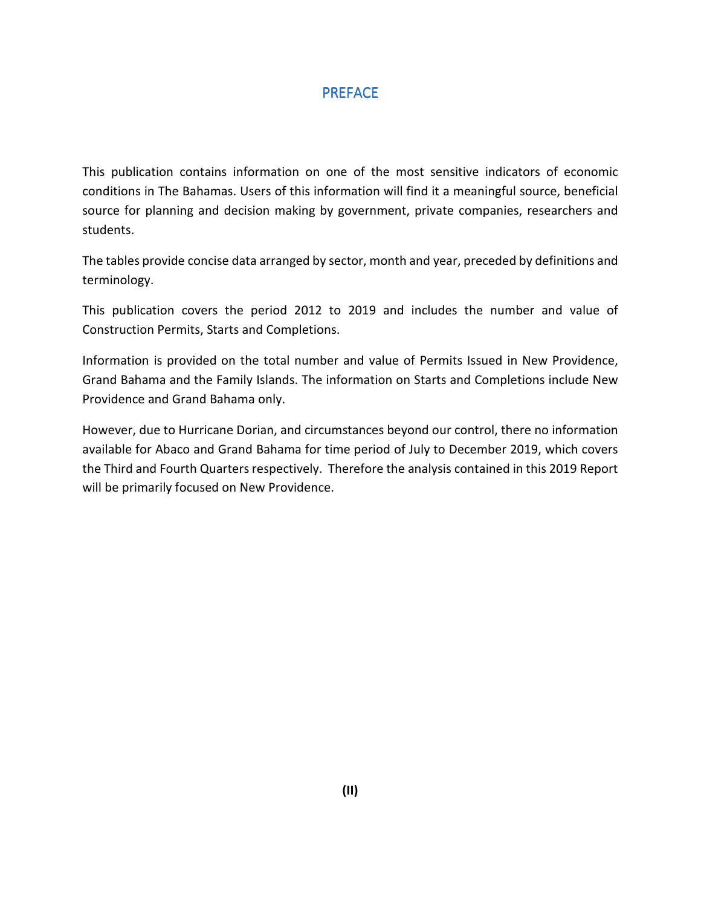# PREFACE

This publication contains information on one of the most sensitive indicators of economic conditions in The Bahamas. Users of this information will find it a meaningful source, beneficial source for planning and decision making by government, private companies, researchers and students.

The tables provide concise data arranged by sector, month and year, preceded by definitions and terminology.

This publication covers the period 2012 to 2019 and includes the number and value of Construction Permits, Starts and Completions.

Information is provided on the total number and value of Permits Issued in New Providence, Grand Bahama and the Family Islands. The information on Starts and Completions include New Providence and Grand Bahama only.

However, due to Hurricane Dorian, and circumstances beyond our control, there no information available for Abaco and Grand Bahama for time period of July to December 2019, which covers the Third and Fourth Quarters respectively. Therefore the analysis contained in this 2019 Report will be primarily focused on New Providence.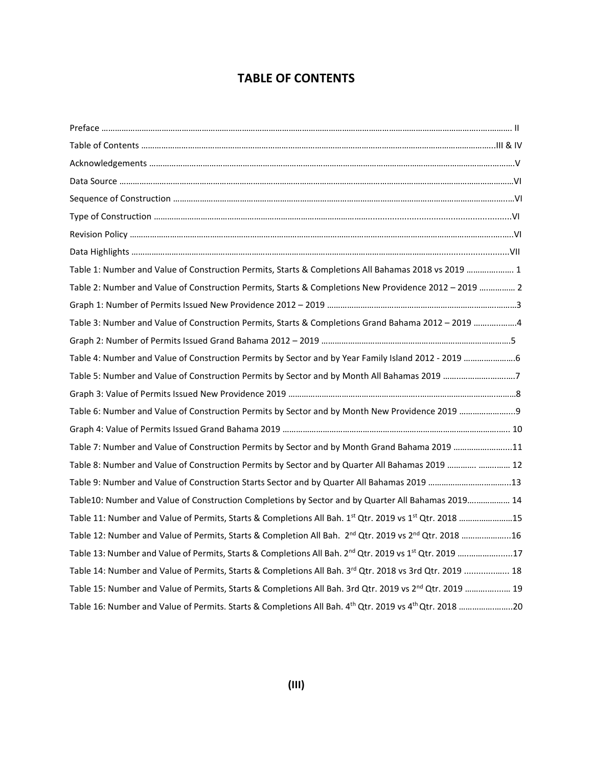# TABLE OF CONTENTS

Preface ........................................................................................................................................................ II

Table of Contents ......................................................................................................................................III & IV

Acknowledgements ......................................................................................................................................V

Data Source ..................................................................................................................................................VI

Sequence of Construction ............................................................................................................................VI

Type of Construction ....................................................................................................................................VI

Revision Policy ..............................................................................................................................................VI

Data Highlights ...........................................................................................................................................VII

Table 1: Number and Value of Construction Permits, Starts & Completions All Bahamas 2018 vs 2019 ..................... 1

Table 2: Number and Value of Construction Permits, Starts & Completions New Providence 2012 – 2019 ................ 2

Graph 1: Number of Permits Issued New Providence 2012 – 2019 ..........................................................................3

Table 3: Number and Value of Construction Permits, Starts & Completions Grand Bahama 2012 – 2019 ...................4

Graph 2: Number of Permits Issued Grand Bahama 2012 – 2019 ............................................................................5

Table 4: Number and Value of Construction Permits by Sector and by Year Family Island 2012 - 2019 .......................6

Table 5: Number and Value of Construction Permits by Sector and by Month All Bahamas 2019 ..................................7

Graph 3: Value of Permits Issued New Providence 2019 .........................................................................................8

Table 6: Number and Value of Construction Permits by Sector and by Month New Providence 2019 .........................9

Graph 4: Value of Permits Issued Grand Bahama 2019 ........................................................................................... 10

Table 7: Number and Value of Construction Permits by Sector and by Month Grand Bahama 2019 ..........................11

Table 8: Number and Value of Construction Permits by Sector and by Quarter All Bahamas 2019 ............. ............. 12

Table 9: Number and Value of Construction Starts Sector and by Quarter All Bahamas 2019 .....................................13

Table10: Number and Value of Construction Completions by Sector and by Quarter All Bahamas 2019.................. 14

Table 11: Number and Value of Permits, Starts & Completions All Bah. 1st Qtr. 2019 vs 1st Qtr. 2018 ........................15

Table 12: Number and Value of Permits, Starts & Completion All Bah. 2nd Qtr. 2019 vs 2nd Qtr. 2018 ......................16

Table 13: Number and Value of Permits, Starts & Completions All Bah. 2nd Qtr. 2019 vs 1st Qtr. 2019 .......................17

Table 14: Number and Value of Permits, Starts & Completions All Bah. 3rd Qtr. 2018 vs 3rd Qtr. 2019 .................. 18

Table 15: Number and Value of Permits, Starts & Completions All Bah. 3rd Qtr. 2019 vs 2nd Qtr. 2019 .................. 19

Table 16: Number and Value of Permits. Starts & Completions All Bah. 4th Qtr. 2019 vs 4th Qtr. 2018 ........................20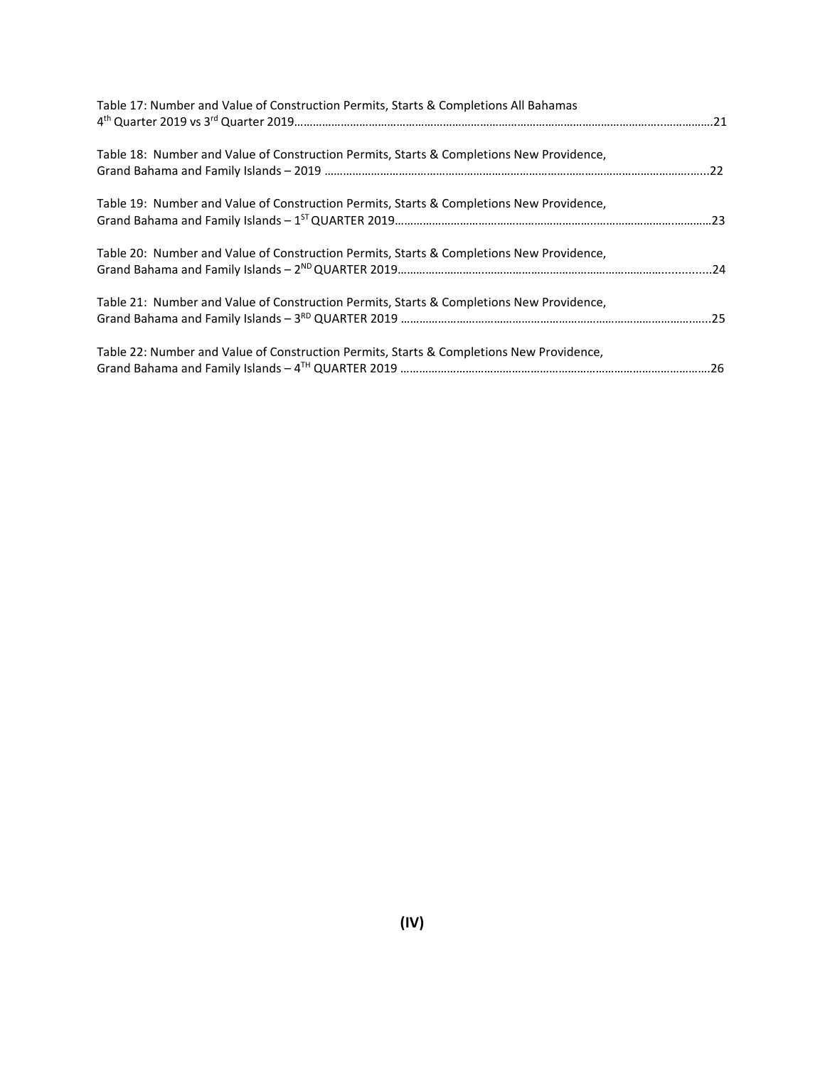Table 17: Number and Value of Construction Permits, Starts & Completions All Bahamas 4th Quarter 2019 vs 3rd Quarter 2019……………………………………………………………………………………………………………………21

Table 18: Number and Value of Construction Permits, Starts & Completions New Providence, Grand Bahama and Family Islands – 2019 …………………………………………………………………………………………………………...22

Table 19: Number and Value of Construction Permits, Starts & Completions New Providence, Grand Bahama and Family Islands – 1ST QUARTER 2019…………………………………………………………………………………………23

Table 20: Number and Value of Construction Permits, Starts & Completions New Providence, Grand Bahama and Family Islands – 2ND QUARTER 2019………………………………………………………………………………………24

Table 21: Number and Value of Construction Permits, Starts & Completions New Providence, Grand Bahama and Family Islands – 3RD QUARTER 2019 ……………………………………………………………………………………25

Table 22: Number and Value of Construction Permits, Starts & Completions New Providence, Grand Bahama and Family Islands – 4TH QUARTER 2019 ……………………………………………………………………………………26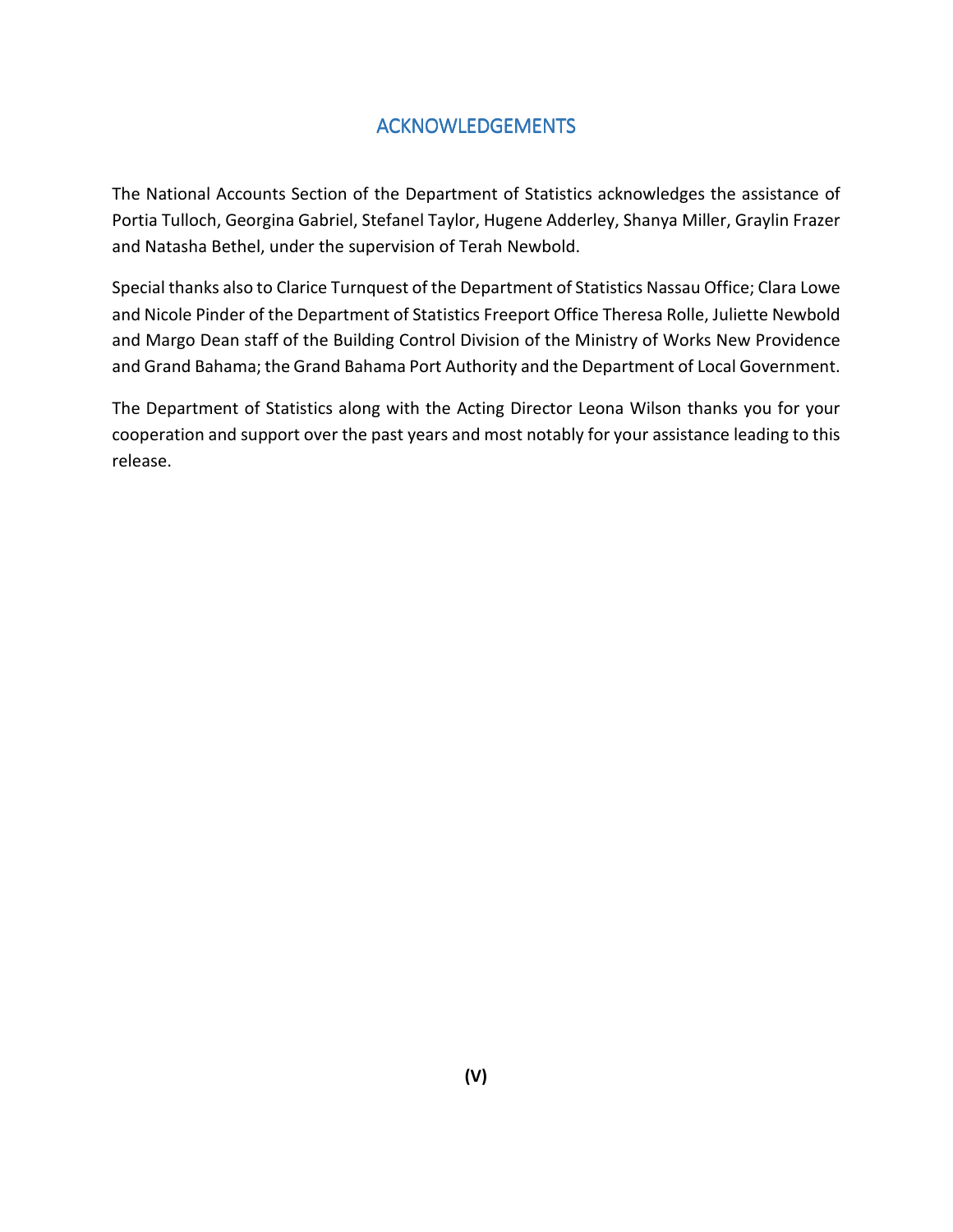## ACKNOWLEDGEMENTS

The National Accounts Section of the Department of Statistics acknowledges the assistance of Portia Tulloch, Georgina Gabriel, Stefanel Taylor, Hugene Adderley, Shanya Miller, Graylin Frazer and Natasha Bethel, under the supervision of Terah Newbold.

Special thanks also to Clarice Turnquest of the Department of Statistics Nassau Office; Clara Lowe and Nicole Pinder of the Department of Statistics Freeport Office Theresa Rolle, Juliette Newbold and Margo Dean staff of the Building Control Division of the Ministry of Works New Providence and Grand Bahama; the Grand Bahama Port Authority and the Department of Local Government.

The Department of Statistics along with the Acting Director Leona Wilson thanks you for your cooperation and support over the past years and most notably for your assistance leading to this release.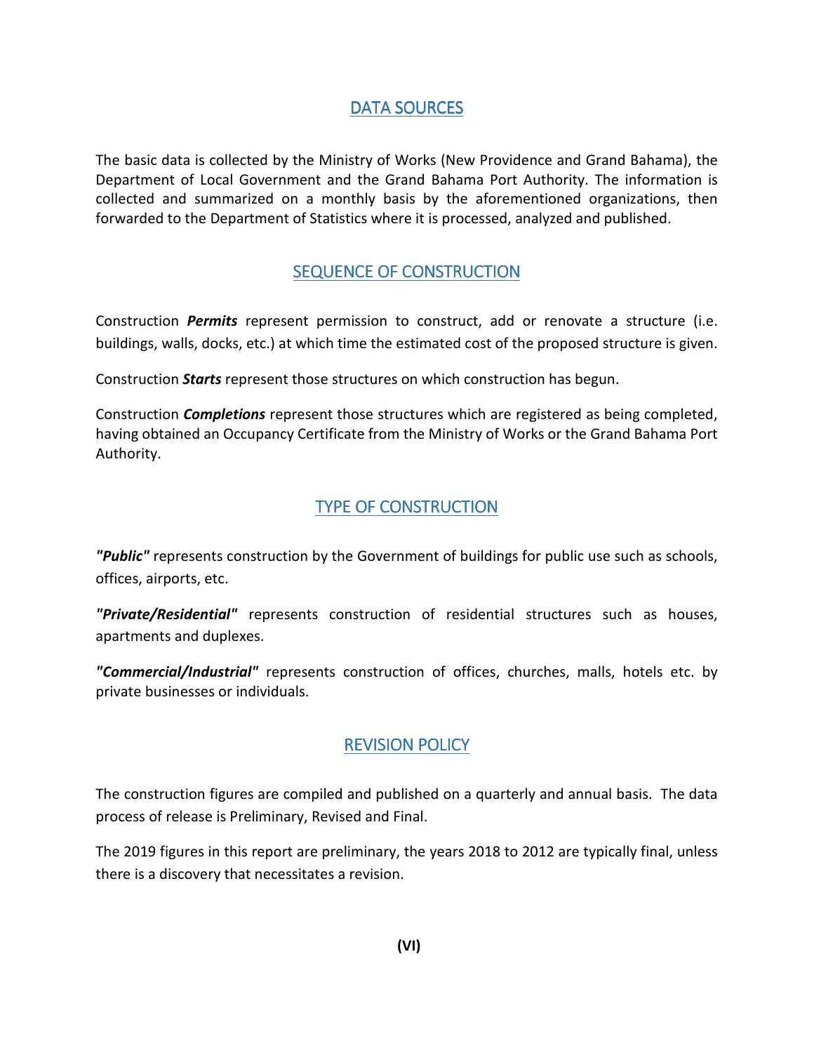## DATA SOURCES

The basic data is collected by the Ministry of Works (New Providence and Grand Bahama), the Department of Local Government and the Grand Bahama Port Authority. The information is collected and summarized on a monthly basis by the aforementioned organizations, then forwarded to the Department of Statistics where it is processed, analyzed and published.

## SEQUENCE OF CONSTRUCTION

Construction ***Permits*** represent permission to construct, add or renovate a structure (i.e. buildings, walls, docks, etc.) at which time the estimated cost of the proposed structure is given.

Construction ***Starts*** represent those structures on which construction has begun.

Construction ***Completions*** represent those structures which are registered as being completed, having obtained an Occupancy Certificate from the Ministry of Works or the Grand Bahama Port Authority.

## TYPE OF CONSTRUCTION

***"Public"*** represents construction by the Government of buildings for public use such as schools, offices, airports, etc.

***"Private/Residential"*** represents construction of residential structures such as houses, apartments and duplexes.

***"Commercial/Industrial"*** represents construction of offices, churches, malls, hotels etc. by private businesses or individuals.

## REVISION POLICY

The construction figures are compiled and published on a quarterly and annual basis. The data process of release is Preliminary, Revised and Final.

The 2019 figures in this report are preliminary, the years 2018 to 2012 are typically final, unless there is a discovery that necessitates a revision.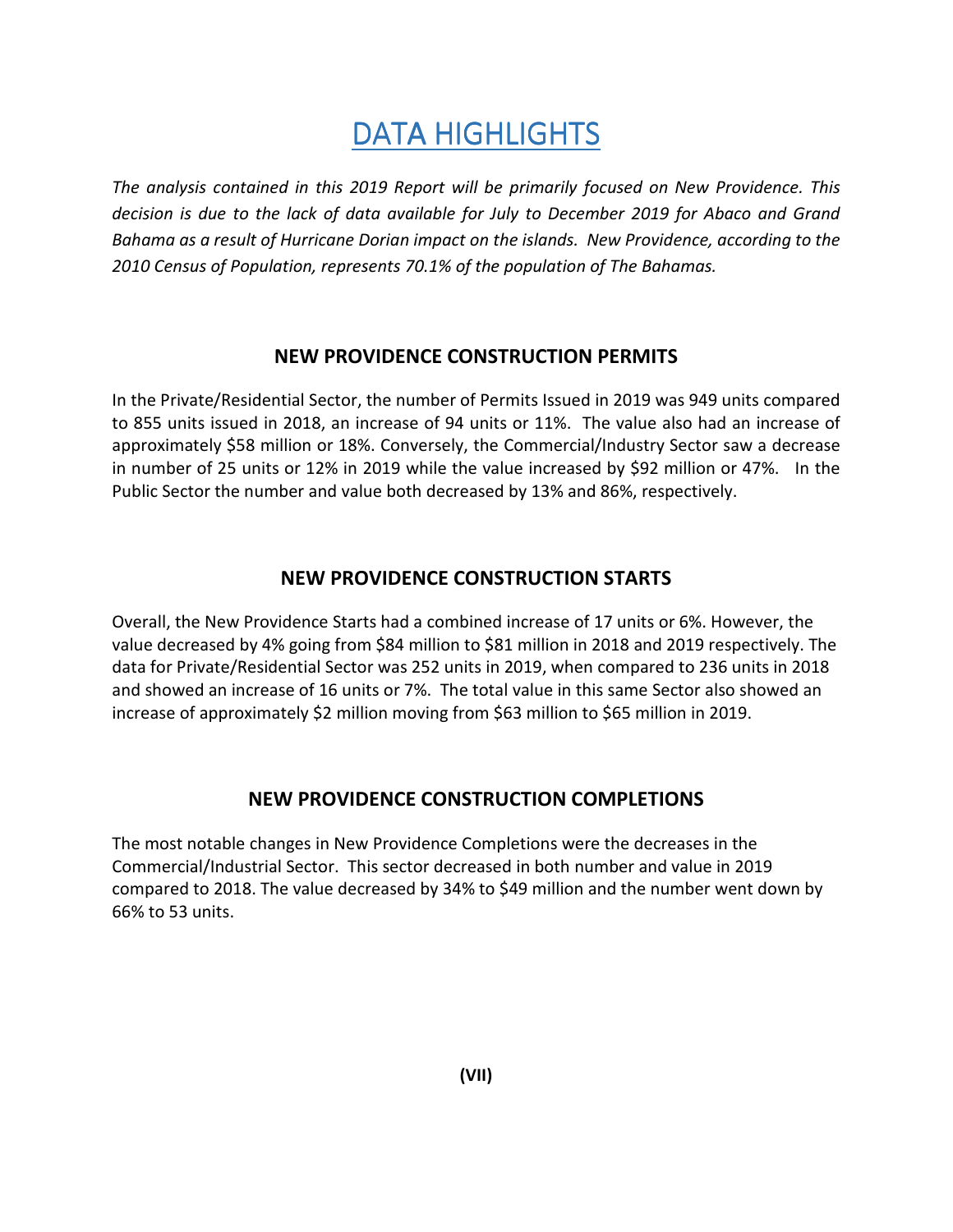# DATA HIGHLIGHTS

*The analysis contained in this 2019 Report will be primarily focused on New Providence. This decision is due to the lack of data available for July to December 2019 for Abaco and Grand Bahama as a result of Hurricane Dorian impact on the islands. New Providence, according to the 2010 Census of Population, represents 70.1% of the population of The Bahamas.*

## NEW PROVIDENCE CONSTRUCTION PERMITS

In the Private/Residential Sector, the number of Permits Issued in 2019 was 949 units compared to 855 units issued in 2018, an increase of 94 units or 11%. The value also had an increase of approximately $58 million or 18%. Conversely, the Commercial/Industry Sector saw a decrease in number of 25 units or 12% in 2019 while the value increased by $92 million or 47%. In the Public Sector the number and value both decreased by 13% and 86%, respectively.

## NEW PROVIDENCE CONSTRUCTION STARTS

Overall, the New Providence Starts had a combined increase of 17 units or 6%. However, the value decreased by 4% going from $84 million to $81 million in 2018 and 2019 respectively. The data for Private/Residential Sector was 252 units in 2019, when compared to 236 units in 2018 and showed an increase of 16 units or 7%. The total value in this same Sector also showed an increase of approximately $2 million moving from $63 million to $65 million in 2019.

## NEW PROVIDENCE CONSTRUCTION COMPLETIONS

The most notable changes in New Providence Completions were the decreases in the Commercial/Industrial Sector. This sector decreased in both number and value in 2019 compared to 2018. The value decreased by 34% to $49 million and the number went down by 66% to 53 units.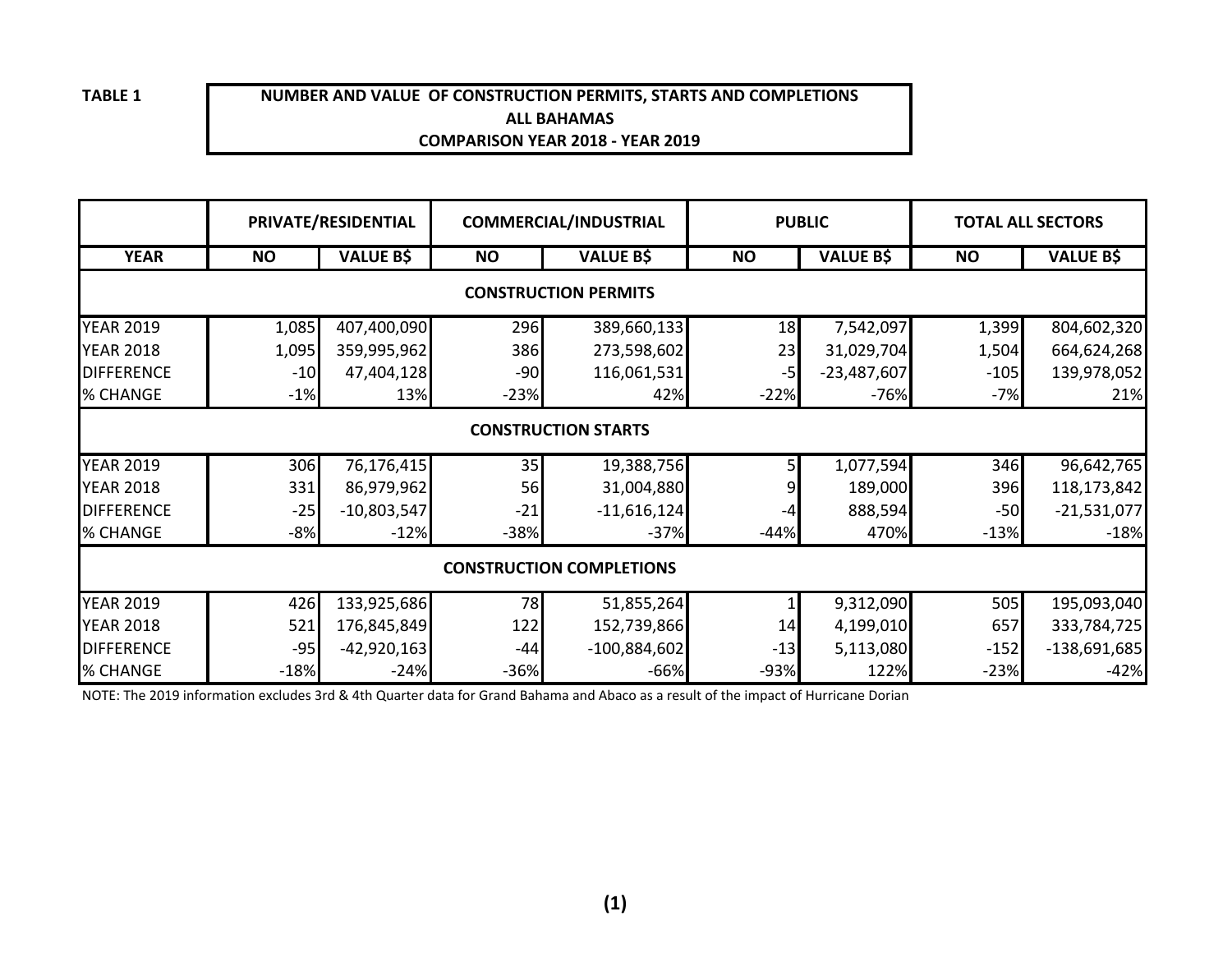**TABLE 1**

**NUMBER AND VALUE OF CONSTRUCTION PERMITS, STARTS AND COMPLETIONS**
**ALL BAHAMAS**
**COMPARISON YEAR 2018 - YEAR 2019**

| | PRIVATE/RESIDENTIAL | | COMMERCIAL/INDUSTRIAL | | PUBLIC | | TOTAL ALL SECTORS | |
|---|---|---|---|---|---|---|---|---|
| **YEAR** | **NO** | **VALUE B$** | **NO** | **VALUE B$** | **NO** | **VALUE B$** | **NO** | **VALUE B$** |
| **CONSTRUCTION PERMITS** | | | | | | | | |
| YEAR 2019 | 1,085 | 407,400,090 | 296 | 389,660,133 | 18 | 7,542,097 | 1,399 | 804,602,320 |
| YEAR 2018 | 1,095 | 359,995,962 | 386 | 273,598,602 | 23 | 31,029,704 | 1,504 | 664,624,268 |
| DIFFERENCE | -10 | 47,404,128 | -90 | 116,061,531 | -5 | -23,487,607 | -105 | 139,978,052 |
| % CHANGE | -1% | 13% | -23% | 42% | -22% | -76% | -7% | 21% |
| **CONSTRUCTION STARTS** | | | | | | | | |
| YEAR 2019 | 306 | 76,176,415 | 35 | 19,388,756 | 5 | 1,077,594 | 346 | 96,642,765 |
| YEAR 2018 | 331 | 86,979,962 | 56 | 31,004,880 | 9 | 189,000 | 396 | 118,173,842 |
| DIFFERENCE | -25 | -10,803,547 | -21 | -11,616,124 | -4 | 888,594 | -50 | -21,531,077 |
| % CHANGE | -8% | -12% | -38% | -37% | -44% | 470% | -13% | -18% |
| **CONSTRUCTION COMPLETIONS** | | | | | | | | |
| YEAR 2019 | 426 | 133,925,686 | 78 | 51,855,264 | 1 | 9,312,090 | 505 | 195,093,040 |
| YEAR 2018 | 521 | 176,845,849 | 122 | 152,739,866 | 14 | 4,199,010 | 657 | 333,784,725 |
| DIFFERENCE | -95 | -42,920,163 | -44 | -100,884,602 | -13 | 5,113,080 | -152 | -138,691,685 |
| % CHANGE | -18% | -24% | -36% | -66% | -93% | 122% | -23% | -42% |

NOTE: The 2019 information excludes 3rd & 4th Quarter data for Grand Bahama and Abaco as a result of the impact of Hurricane Dorian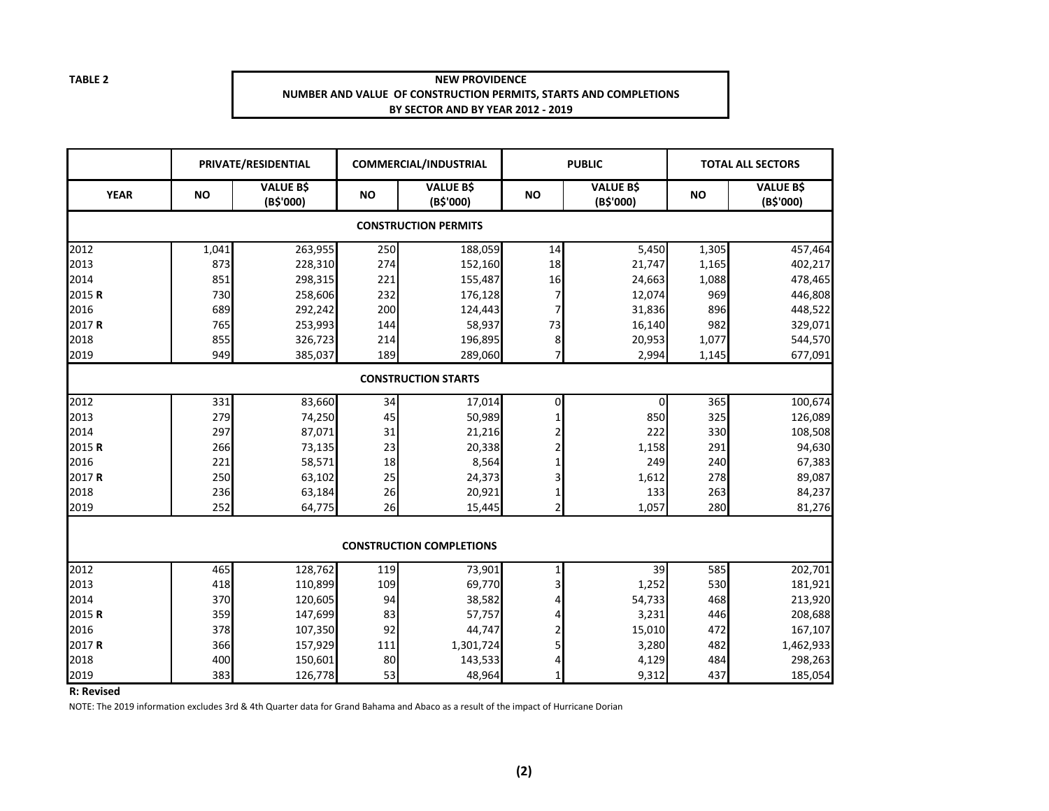**TABLE 2**

**NEW PROVIDENCE**
**NUMBER AND VALUE OF CONSTRUCTION PERMITS, STARTS AND COMPLETIONS**
**BY SECTOR AND BY YEAR 2012 - 2019**

| | PRIVATE/RESIDENTIAL | | COMMERCIAL/INDUSTRIAL | | PUBLIC | | TOTAL ALL SECTORS | |
|---|---|---|---|---|---|---|---|---|
| **YEAR** | **NO** | **VALUE B$ (B$'000)** | **NO** | **VALUE B$ (B$'000)** | **NO** | **VALUE B$ (B$'000)** | **NO** | **VALUE B$ (B$'000)** |
| **CONSTRUCTION PERMITS** | | | | | | | | |
| 2012 | 1,041 | 263,955 | 250 | 188,059 | 14 | 5,450 | 1,305 | 457,464 |
| 2013 | 873 | 228,310 | 274 | 152,160 | 18 | 21,747 | 1,165 | 402,217 |
| 2014 | 851 | 298,315 | 221 | 155,487 | 16 | 24,663 | 1,088 | 478,465 |
| 2015 **R** | 730 | 258,606 | 232 | 176,128 | 7 | 12,074 | 969 | 446,808 |
| 2016 | 689 | 292,242 | 200 | 124,443 | 7 | 31,836 | 896 | 448,522 |
| 2017 **R** | 765 | 253,993 | 144 | 58,937 | 73 | 16,140 | 982 | 329,071 |
| 2018 | 855 | 326,723 | 214 | 196,895 | 8 | 20,953 | 1,077 | 544,570 |
| 2019 | 949 | 385,037 | 189 | 289,060 | 7 | 2,994 | 1,145 | 677,091 |
| **CONSTRUCTION STARTS** | | | | | | | | |
| 2012 | 331 | 83,660 | 34 | 17,014 | 0 | 0 | 365 | 100,674 |
| 2013 | 279 | 74,250 | 45 | 50,989 | 1 | 850 | 325 | 126,089 |
| 2014 | 297 | 87,071 | 31 | 21,216 | 2 | 222 | 330 | 108,508 |
| 2015 **R** | 266 | 73,135 | 23 | 20,338 | 2 | 1,158 | 291 | 94,630 |
| 2016 | 221 | 58,571 | 18 | 8,564 | 1 | 249 | 240 | 67,383 |
| 2017 **R** | 250 | 63,102 | 25 | 24,373 | 3 | 1,612 | 278 | 89,087 |
| 2018 | 236 | 63,184 | 26 | 20,921 | 1 | 133 | 263 | 84,237 |
| 2019 | 252 | 64,775 | 26 | 15,445 | 2 | 1,057 | 280 | 81,276 |
| **CONSTRUCTION COMPLETIONS** | | | | | | | | |
| 2012 | 465 | 128,762 | 119 | 73,901 | 1 | 39 | 585 | 202,701 |
| 2013 | 418 | 110,899 | 109 | 69,770 | 3 | 1,252 | 530 | 181,921 |
| 2014 | 370 | 120,605 | 94 | 38,582 | 4 | 54,733 | 468 | 213,920 |
| 2015 **R** | 359 | 147,699 | 83 | 57,757 | 4 | 3,231 | 446 | 208,688 |
| 2016 | 378 | 107,350 | 92 | 44,747 | 2 | 15,010 | 472 | 167,107 |
| 2017 **R** | 366 | 157,929 | 111 | 1,301,724 | 5 | 3,280 | 482 | 1,462,933 |
| 2018 | 400 | 150,601 | 80 | 143,533 | 4 | 4,129 | 484 | 298,263 |
| 2019 | 383 | 126,778 | 53 | 48,964 | 1 | 9,312 | 437 | 185,054 |

**R: Revised**

NOTE: The 2019 information excludes 3rd & 4th Quarter data for Grand Bahama and Abaco as a result of the impact of Hurricane Dorian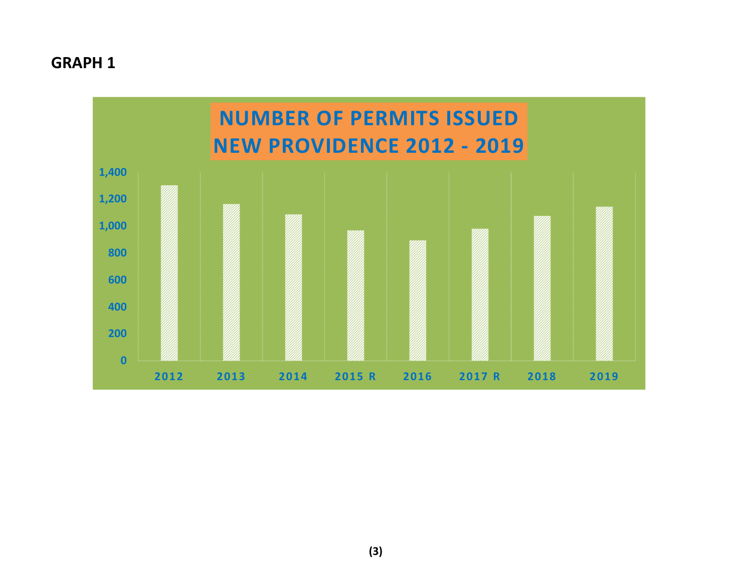## GRAPH 1

**NUMBER OF PERMITS ISSUED NEW PROVIDENCE 2012 - 2019**

1,400
1,200
1,000
800
600
400
200
0

2012 2013 2014 2015 R 2016 2017 R 2018 2019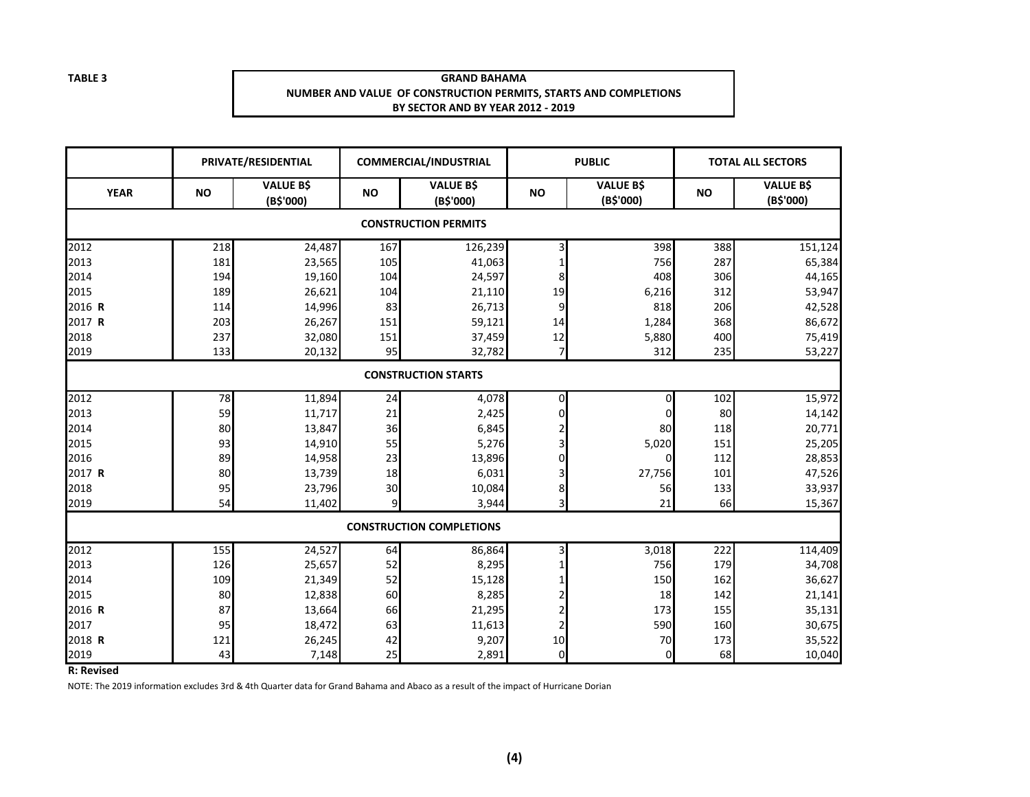**TABLE 3**

**GRAND BAHAMA**
**NUMBER AND VALUE OF CONSTRUCTION PERMITS, STARTS AND COMPLETIONS**
**BY SECTOR AND BY YEAR 2012 - 2019**

| | PRIVATE/RESIDENTIAL | | COMMERCIAL/INDUSTRIAL | | PUBLIC | | TOTAL ALL SECTORS | |
|---|---|---|---|---|---|---|---|---|
| **YEAR** | **NO** | **VALUE B$ (B$'000)** | **NO** | **VALUE B$ (B$'000)** | **NO** | **VALUE B$ (B$'000)** | **NO** | **VALUE B$ (B$'000)** |
| | | | | **CONSTRUCTION PERMITS** | | | | |
| 2012 | 218 | 24,487 | 167 | 126,239 | 3 | 398 | 388 | 151,124 |
| 2013 | 181 | 23,565 | 105 | 41,063 | 1 | 756 | 287 | 65,384 |
| 2014 | 194 | 19,160 | 104 | 24,597 | 8 | 408 | 306 | 44,165 |
| 2015 | 189 | 26,621 | 104 | 21,110 | 19 | 6,216 | 312 | 53,947 |
| 2016 **R** | 114 | 14,996 | 83 | 26,713 | 9 | 818 | 206 | 42,528 |
| 2017 **R** | 203 | 26,267 | 151 | 59,121 | 14 | 1,284 | 368 | 86,672 |
| 2018 | 237 | 32,080 | 151 | 37,459 | 12 | 5,880 | 400 | 75,419 |
| 2019 | 133 | 20,132 | 95 | 32,782 | 7 | 312 | 235 | 53,227 |
| | | | | **CONSTRUCTION STARTS** | | | | |
| 2012 | 78 | 11,894 | 24 | 4,078 | 0 | 0 | 102 | 15,972 |
| 2013 | 59 | 11,717 | 21 | 2,425 | 0 | 0 | 80 | 14,142 |
| 2014 | 80 | 13,847 | 36 | 6,845 | 2 | 80 | 118 | 20,771 |
| 2015 | 93 | 14,910 | 55 | 5,276 | 3 | 5,020 | 151 | 25,205 |
| 2016 | 89 | 14,958 | 23 | 13,896 | 0 | 0 | 112 | 28,853 |
| 2017 **R** | 80 | 13,739 | 18 | 6,031 | 3 | 27,756 | 101 | 47,526 |
| 2018 | 95 | 23,796 | 30 | 10,084 | 8 | 56 | 133 | 33,937 |
| 2019 | 54 | 11,402 | 9 | 3,944 | 3 | 21 | 66 | 15,367 |
| | | | | **CONSTRUCTION COMPLETIONS** | | | | |
| 2012 | 155 | 24,527 | 64 | 86,864 | 3 | 3,018 | 222 | 114,409 |
| 2013 | 126 | 25,657 | 52 | 8,295 | 1 | 756 | 179 | 34,708 |
| 2014 | 109 | 21,349 | 52 | 15,128 | 1 | 150 | 162 | 36,627 |
| 2015 | 80 | 12,838 | 60 | 8,285 | 2 | 18 | 142 | 21,141 |
| 2016 **R** | 87 | 13,664 | 66 | 21,295 | 2 | 173 | 155 | 35,131 |
| 2017 | 95 | 18,472 | 63 | 11,613 | 2 | 590 | 160 | 30,675 |
| 2018 **R** | 121 | 26,245 | 42 | 9,207 | 10 | 70 | 173 | 35,522 |
| 2019 | 43 | 7,148 | 25 | 2,891 | 0 | 0 | 68 | 10,040 |

**R: Revised**

NOTE: The 2019 information excludes 3rd & 4th Quarter data for Grand Bahama and Abaco as a result of the impact of Hurricane Dorian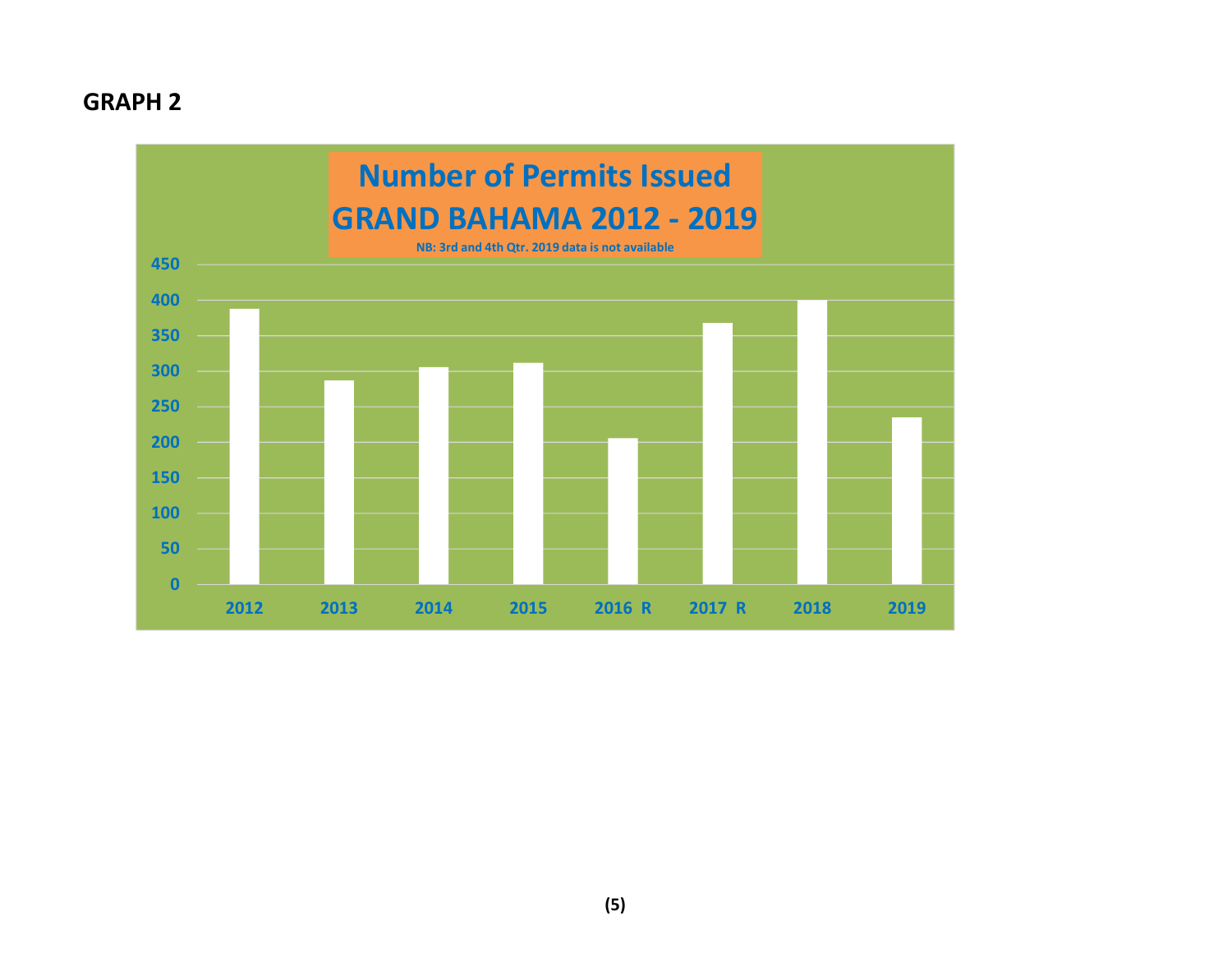## GRAPH 2

**Number of Permits Issued**
**GRAND BAHAMA 2012 - 2019**

NB: 3rd and 4th Qtr. 2019 data is not available

| Year | Number of Permits Issued (approx.) |
|---|---|
| 2012 | 388 |
| 2013 | 287 |
| 2014 | 306 |
| 2015 | 312 |
| 2016 R | 206 |
| 2017 R | 368 |
| 2018 | 400 |
| 2019 | 235 |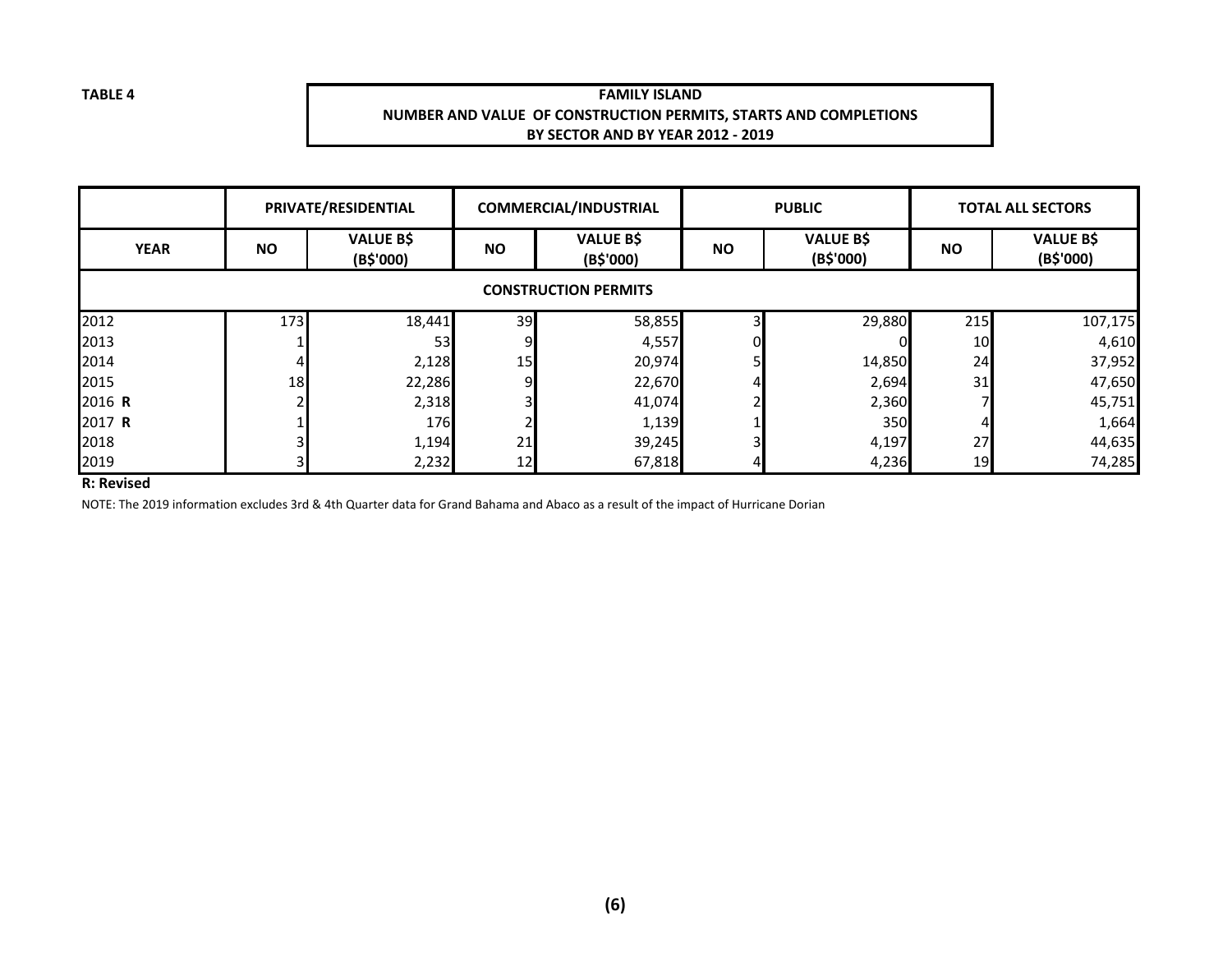**TABLE 4**

**FAMILY ISLAND**
**NUMBER AND VALUE OF CONSTRUCTION PERMITS, STARTS AND COMPLETIONS**
**BY SECTOR AND BY YEAR 2012 - 2019**

| | PRIVATE/RESIDENTIAL | | COMMERCIAL/INDUSTRIAL | | PUBLIC | | TOTAL ALL SECTORS | |
|---|---|---|---|---|---|---|---|---|
| YEAR | NO | VALUE B$ (B$'000) | NO | VALUE B$ (B$'000) | NO | VALUE B$ (B$'000) | NO | VALUE B$ (B$'000) |
| **CONSTRUCTION PERMITS** | | | | | | | | |
| 2012 | 173 | 18,441 | 39 | 58,855 | 3 | 29,880 | 215 | 107,175 |
| 2013 | 1 | 53 | 9 | 4,557 | 0 | 0 | 10 | 4,610 |
| 2014 | 4 | 2,128 | 15 | 20,974 | 5 | 14,850 | 24 | 37,952 |
| 2015 | 18 | 22,286 | 9 | 22,670 | 4 | 2,694 | 31 | 47,650 |
| 2016 **R** | 2 | 2,318 | 3 | 41,074 | 2 | 2,360 | 7 | 45,751 |
| 2017 **R** | 1 | 176 | 2 | 1,139 | 1 | 350 | 4 | 1,664 |
| 2018 | 3 | 1,194 | 21 | 39,245 | 3 | 4,197 | 27 | 44,635 |
| 2019 | 3 | 2,232 | 12 | 67,818 | 4 | 4,236 | 19 | 74,285 |

**R: Revised**

NOTE: The 2019 information excludes 3rd & 4th Quarter data for Grand Bahama and Abaco as a result of the impact of Hurricane Dorian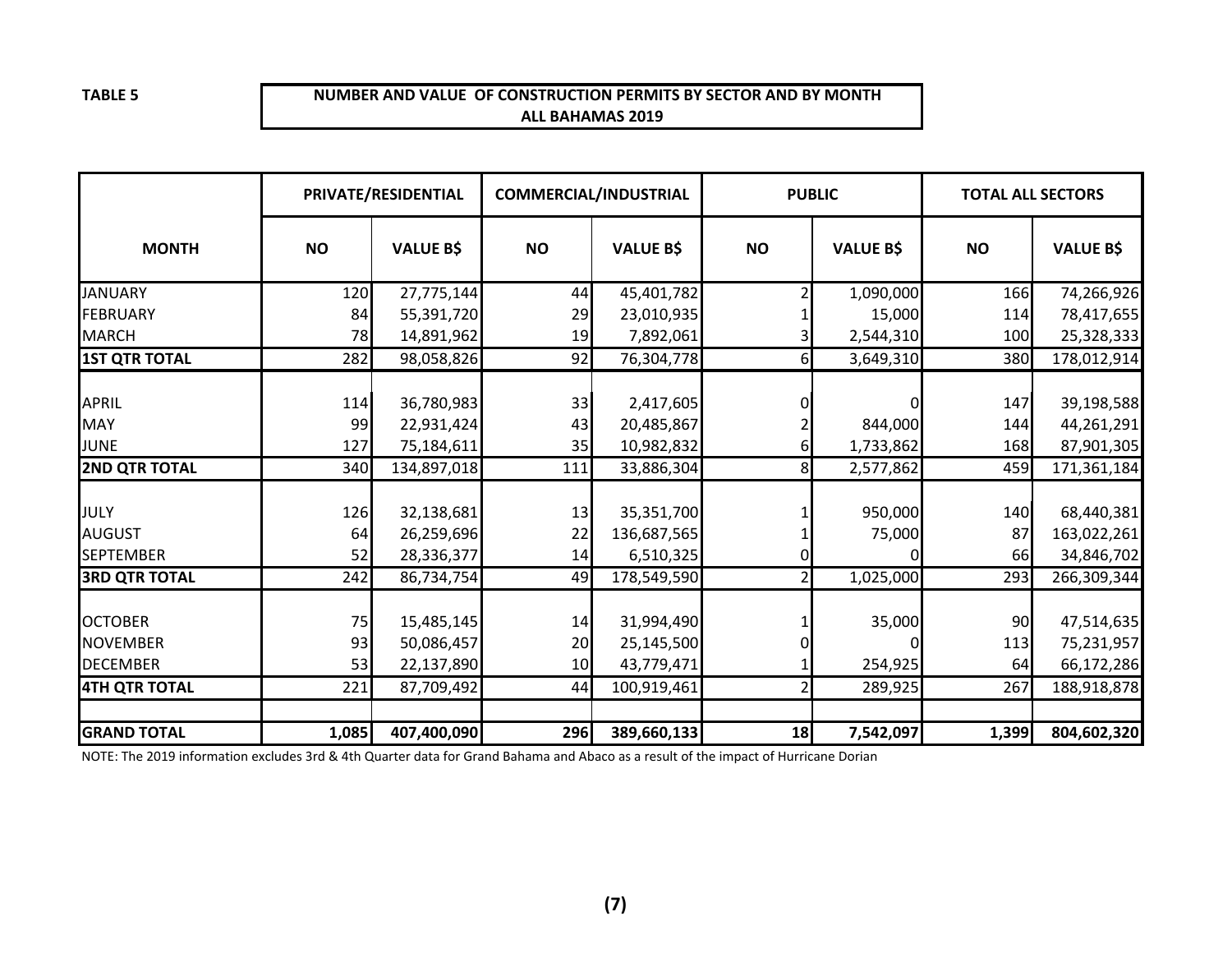**TABLE 5**

**NUMBER AND VALUE OF CONSTRUCTION PERMITS BY SECTOR AND BY MONTH**
**ALL BAHAMAS 2019**

| MONTH | PRIVATE/RESIDENTIAL | | COMMERCIAL/INDUSTRIAL | | PUBLIC | | TOTAL ALL SECTORS | |
|---|---|---|---|---|---|---|---|---|
| | NO | VALUE B$ | NO | VALUE B$ | NO | VALUE B$ | NO | VALUE B$ |
| JANUARY | 120 | 27,775,144 | 44 | 45,401,782 | 2 | 1,090,000 | 166 | 74,266,926 |
| FEBRUARY | 84 | 55,391,720 | 29 | 23,010,935 | 1 | 15,000 | 114 | 78,417,655 |
| MARCH | 78 | 14,891,962 | 19 | 7,892,061 | 3 | 2,544,310 | 100 | 25,328,333 |
| **1ST QTR TOTAL** | 282 | 98,058,826 | 92 | 76,304,778 | 6 | 3,649,310 | 380 | 178,012,914 |
| | | | | | | | | |
| APRIL | 114 | 36,780,983 | 33 | 2,417,605 | 0 | 0 | 147 | 39,198,588 |
| MAY | 99 | 22,931,424 | 43 | 20,485,867 | 2 | 844,000 | 144 | 44,261,291 |
| JUNE | 127 | 75,184,611 | 35 | 10,982,832 | 6 | 1,733,862 | 168 | 87,901,305 |
| **2ND QTR TOTAL** | 340 | 134,897,018 | 111 | 33,886,304 | 8 | 2,577,862 | 459 | 171,361,184 |
| | | | | | | | | |
| JULY | 126 | 32,138,681 | 13 | 35,351,700 | 1 | 950,000 | 140 | 68,440,381 |
| AUGUST | 64 | 26,259,696 | 22 | 136,687,565 | 1 | 75,000 | 87 | 163,022,261 |
| SEPTEMBER | 52 | 28,336,377 | 14 | 6,510,325 | 0 | 0 | 66 | 34,846,702 |
| **3RD QTR TOTAL** | 242 | 86,734,754 | 49 | 178,549,590 | 2 | 1,025,000 | 293 | 266,309,344 |
| | | | | | | | | |
| OCTOBER | 75 | 15,485,145 | 14 | 31,994,490 | 1 | 35,000 | 90 | 47,514,635 |
| NOVEMBER | 93 | 50,086,457 | 20 | 25,145,500 | 0 | 0 | 113 | 75,231,957 |
| DECEMBER | 53 | 22,137,890 | 10 | 43,779,471 | 1 | 254,925 | 64 | 66,172,286 |
| **4TH QTR TOTAL** | 221 | 87,709,492 | 44 | 100,919,461 | 2 | 289,925 | 267 | 188,918,878 |
| | | | | | | | | |
| **GRAND TOTAL** | **1,085** | **407,400,090** | **296** | **389,660,133** | **18** | **7,542,097** | **1,399** | **804,602,320** |

NOTE: The 2019 information excludes 3rd & 4th Quarter data for Grand Bahama and Abaco as a result of the impact of Hurricane Dorian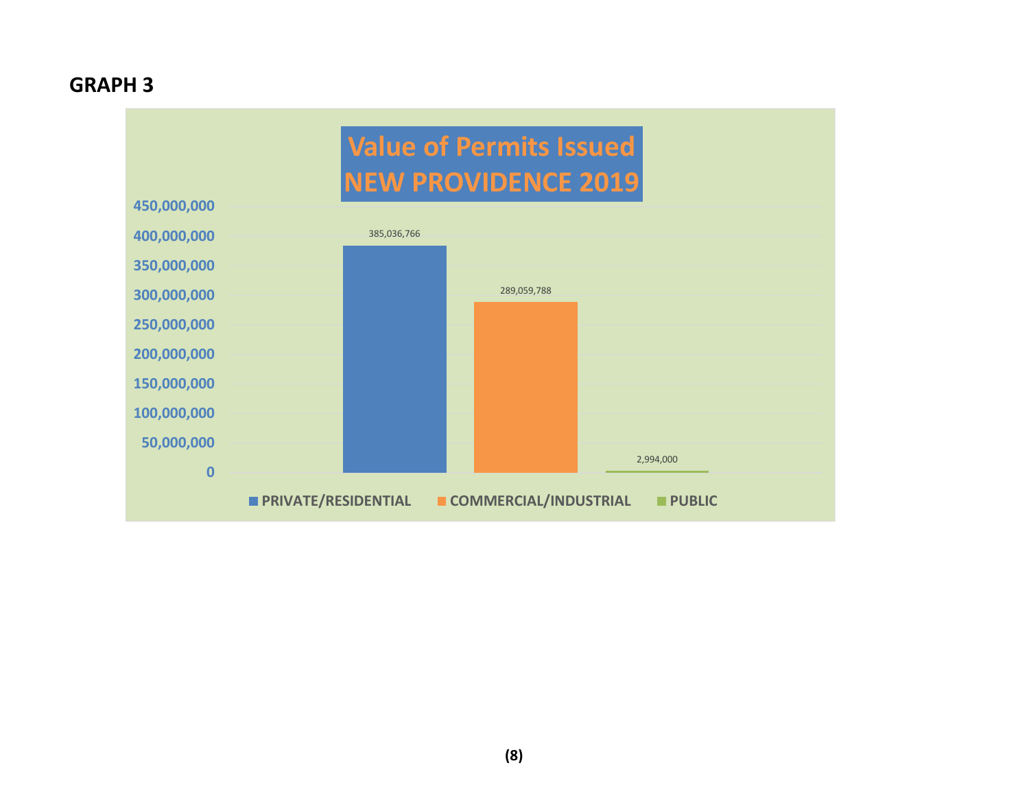## GRAPH 3

**Value of Permits Issued NEW PROVIDENCE 2019**

| Category | Value |
|---|---|
| PRIVATE/RESIDENTIAL | 385,036,766 |
| COMMERCIAL/INDUSTRIAL | 289,059,788 |
| PUBLIC | 2,994,000 |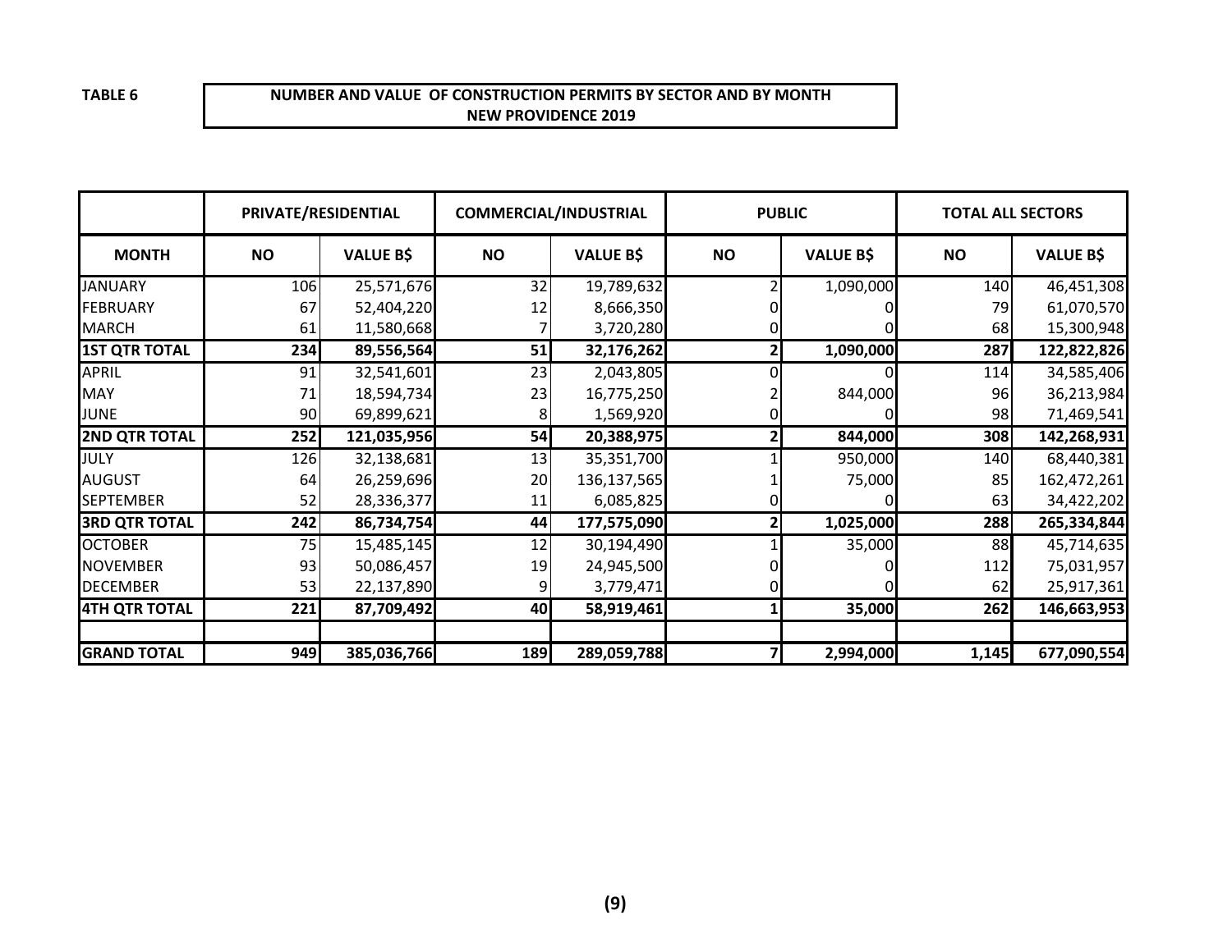TABLE 6

**NUMBER AND VALUE OF CONSTRUCTION PERMITS BY SECTOR AND BY MONTH**
**NEW PROVIDENCE 2019**

| | PRIVATE/RESIDENTIAL | | COMMERCIAL/INDUSTRIAL | | PUBLIC | | TOTAL ALL SECTORS | |
|---|---|---|---|---|---|---|---|---|
| **MONTH** | **NO** | **VALUE B$** | **NO** | **VALUE B$** | **NO** | **VALUE B$** | **NO** | **VALUE B$** |
| JANUARY | 106 | 25,571,676 | 32 | 19,789,632 | 2 | 1,090,000 | 140 | 46,451,308 |
| FEBRUARY | 67 | 52,404,220 | 12 | 8,666,350 | 0 | 0 | 79 | 61,070,570 |
| MARCH | 61 | 11,580,668 | 7 | 3,720,280 | 0 | 0 | 68 | 15,300,948 |
| **1ST QTR TOTAL** | **234** | **89,556,564** | **51** | **32,176,262** | **2** | **1,090,000** | **287** | **122,822,826** |
| APRIL | 91 | 32,541,601 | 23 | 2,043,805 | 0 | 0 | 114 | 34,585,406 |
| MAY | 71 | 18,594,734 | 23 | 16,775,250 | 2 | 844,000 | 96 | 36,213,984 |
| JUNE | 90 | 69,899,621 | 8 | 1,569,920 | 0 | 0 | 98 | 71,469,541 |
| **2ND QTR TOTAL** | **252** | **121,035,956** | **54** | **20,388,975** | **2** | **844,000** | **308** | **142,268,931** |
| JULY | 126 | 32,138,681 | 13 | 35,351,700 | 1 | 950,000 | 140 | 68,440,381 |
| AUGUST | 64 | 26,259,696 | 20 | 136,137,565 | 1 | 75,000 | 85 | 162,472,261 |
| SEPTEMBER | 52 | 28,336,377 | 11 | 6,085,825 | 0 | 0 | 63 | 34,422,202 |
| **3RD QTR TOTAL** | **242** | **86,734,754** | **44** | **177,575,090** | **2** | **1,025,000** | **288** | **265,334,844** |
| OCTOBER | 75 | 15,485,145 | 12 | 30,194,490 | 1 | 35,000 | 88 | 45,714,635 |
| NOVEMBER | 93 | 50,086,457 | 19 | 24,945,500 | 0 | 0 | 112 | 75,031,957 |
| DECEMBER | 53 | 22,137,890 | 9 | 3,779,471 | 0 | 0 | 62 | 25,917,361 |
| **4TH QTR TOTAL** | **221** | **87,709,492** | **40** | **58,919,461** | **1** | **35,000** | **262** | **146,663,953** |
| | | | | | | | | |
| **GRAND TOTAL** | **949** | **385,036,766** | **189** | **289,059,788** | **7** | **2,994,000** | **1,145** | **677,090,554** |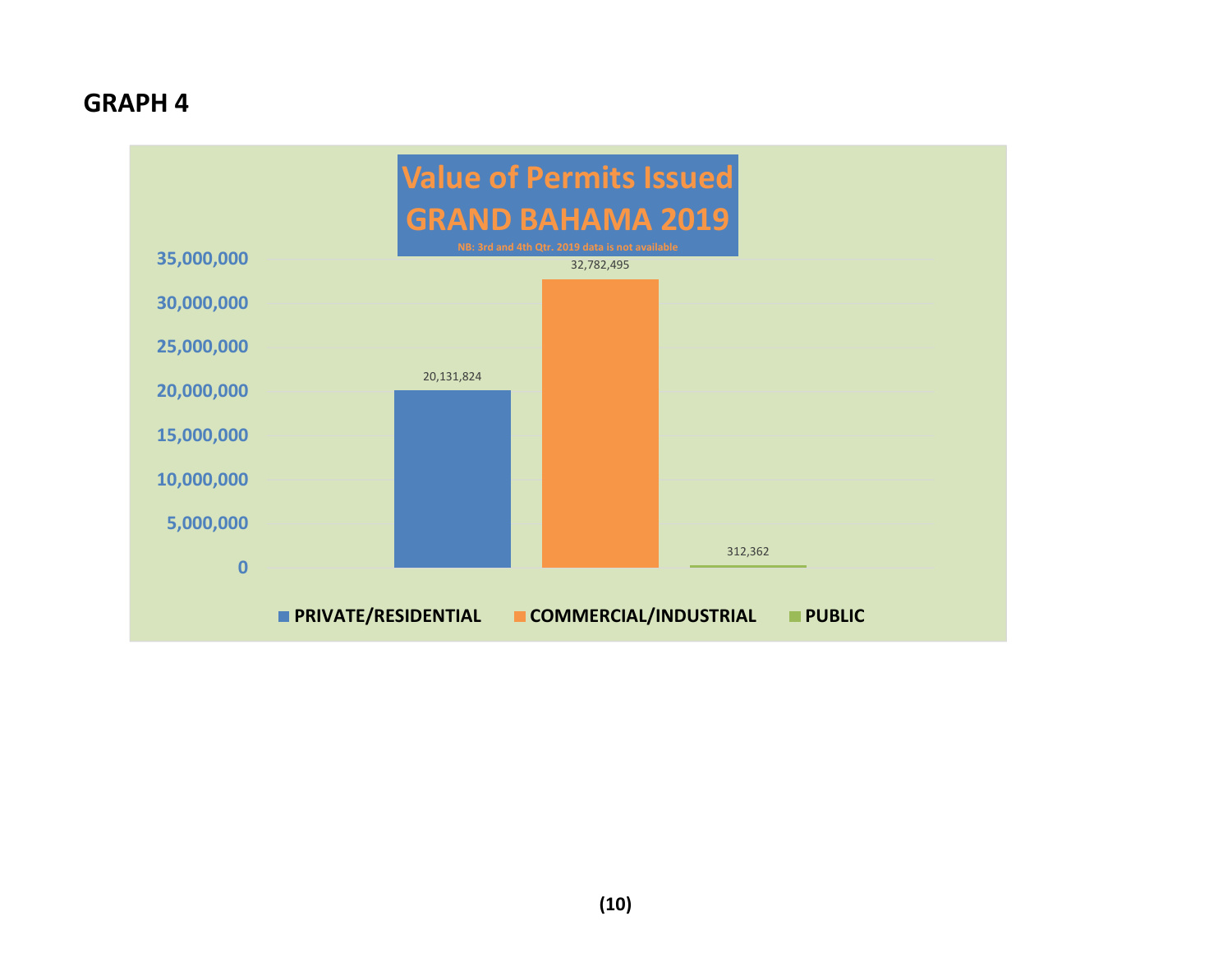## GRAPH 4

**Value of Permits Issued GRAND BAHAMA 2019**

NB: 3rd and 4th Qtr. 2019 data is not available

| Category | Value |
|---|---|
| PRIVATE/RESIDENTIAL | 20,131,824 |
| COMMERCIAL/INDUSTRIAL | 32,782,495 |
| PUBLIC | 312,362 |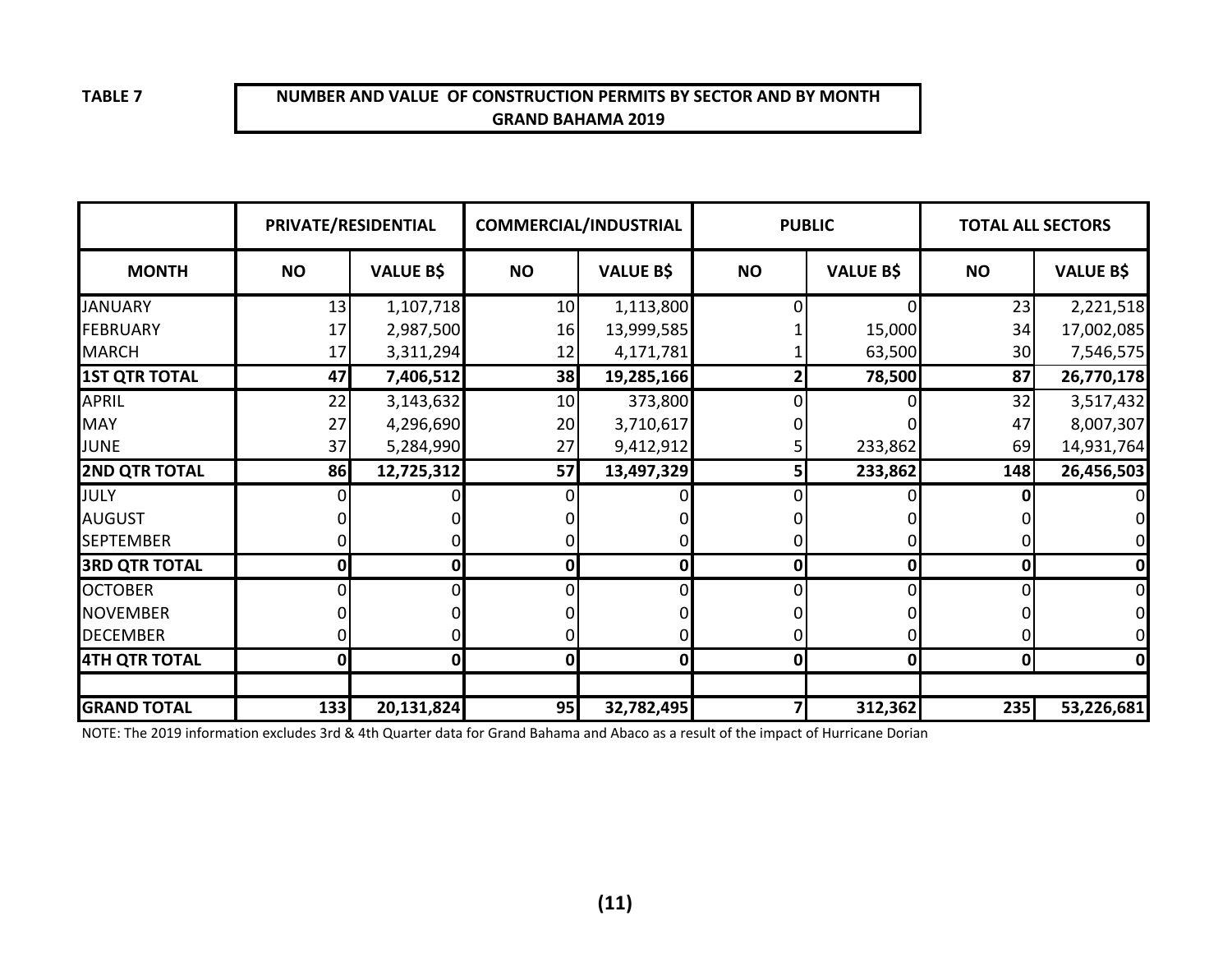**TABLE 7**

**NUMBER AND VALUE OF CONSTRUCTION PERMITS BY SECTOR AND BY MONTH**
**GRAND BAHAMA 2019**

| | PRIVATE/RESIDENTIAL | | COMMERCIAL/INDUSTRIAL | | PUBLIC | | TOTAL ALL SECTORS | |
|---|---|---|---|---|---|---|---|---|
| **MONTH** | **NO** | **VALUE B$** | **NO** | **VALUE B$** | **NO** | **VALUE B$** | **NO** | **VALUE B$** |
| JANUARY | 13 | 1,107,718 | 10 | 1,113,800 | 0 | 0 | 23 | 2,221,518 |
| FEBRUARY | 17 | 2,987,500 | 16 | 13,999,585 | 1 | 15,000 | 34 | 17,002,085 |
| MARCH | 17 | 3,311,294 | 12 | 4,171,781 | 1 | 63,500 | 30 | 7,546,575 |
| **1ST QTR TOTAL** | **47** | **7,406,512** | **38** | **19,285,166** | **2** | **78,500** | **87** | **26,770,178** |
| APRIL | 22 | 3,143,632 | 10 | 373,800 | 0 | 0 | 32 | 3,517,432 |
| MAY | 27 | 4,296,690 | 20 | 3,710,617 | 0 | 0 | 47 | 8,007,307 |
| JUNE | 37 | 5,284,990 | 27 | 9,412,912 | 5 | 233,862 | 69 | 14,931,764 |
| **2ND QTR TOTAL** | **86** | **12,725,312** | **57** | **13,497,329** | **5** | **233,862** | **148** | **26,456,503** |
| JULY | 0 | 0 | 0 | 0 | 0 | 0 | **0** | 0 |
| AUGUST | 0 | 0 | 0 | 0 | 0 | 0 | 0 | 0 |
| SEPTEMBER | 0 | 0 | 0 | 0 | 0 | 0 | 0 | 0 |
| **3RD QTR TOTAL** | **0** | **0** | **0** | **0** | **0** | **0** | **0** | **0** |
| OCTOBER | 0 | 0 | 0 | 0 | 0 | 0 | 0 | 0 |
| NOVEMBER | 0 | 0 | 0 | 0 | 0 | 0 | 0 | 0 |
| DECEMBER | 0 | 0 | 0 | 0 | 0 | 0 | 0 | 0 |
| **4TH QTR TOTAL** | **0** | **0** | **0** | **0** | **0** | **0** | **0** | **0** |
| | | | | | | | | |
| **GRAND TOTAL** | **133** | **20,131,824** | **95** | **32,782,495** | **7** | **312,362** | **235** | **53,226,681** |

NOTE: The 2019 information excludes 3rd & 4th Quarter data for Grand Bahama and Abaco as a result of the impact of Hurricane Dorian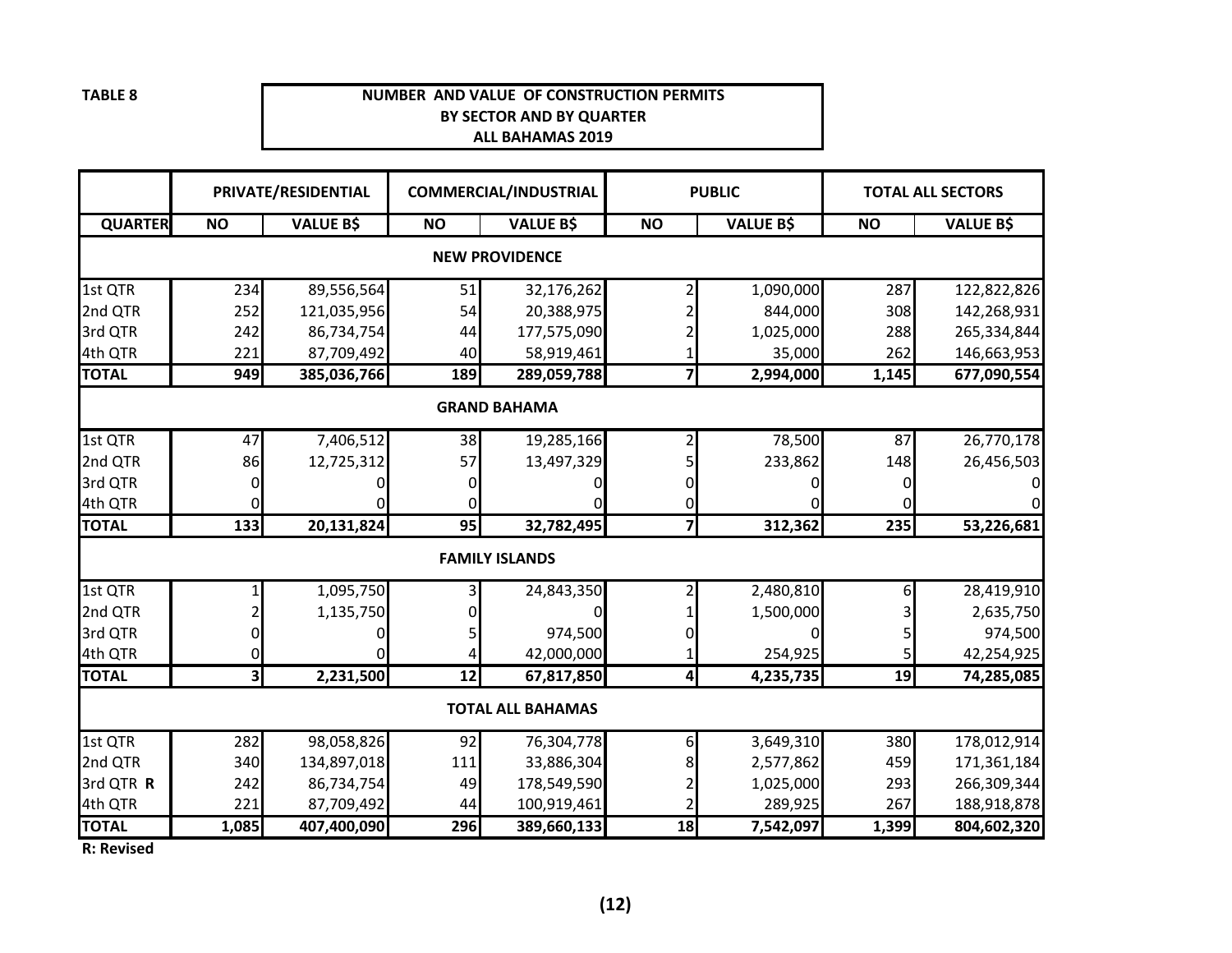**TABLE 8**

**NUMBER AND VALUE OF CONSTRUCTION PERMITS**
**BY SECTOR AND BY QUARTER**
**ALL BAHAMAS 2019**

| | PRIVATE/RESIDENTIAL | | COMMERCIAL/INDUSTRIAL | | PUBLIC | | TOTAL ALL SECTORS | |
|---|---|---|---|---|---|---|---|---|
| **QUARTER** | **NO** | **VALUE B$** | **NO** | **VALUE B$** | **NO** | **VALUE B$** | **NO** | **VALUE B$** |
| **NEW PROVIDENCE** | | | | | | | | |
| 1st QTR | 234 | 89,556,564 | 51 | 32,176,262 | 2 | 1,090,000 | 287 | 122,822,826 |
| 2nd QTR | 252 | 121,035,956 | 54 | 20,388,975 | 2 | 844,000 | 308 | 142,268,931 |
| 3rd QTR | 242 | 86,734,754 | 44 | 177,575,090 | 2 | 1,025,000 | 288 | 265,334,844 |
| 4th QTR | 221 | 87,709,492 | 40 | 58,919,461 | 1 | 35,000 | 262 | 146,663,953 |
| **TOTAL** | **949** | **385,036,766** | **189** | **289,059,788** | **7** | **2,994,000** | **1,145** | **677,090,554** |
| **GRAND BAHAMA** | | | | | | | | |
| 1st QTR | 47 | 7,406,512 | 38 | 19,285,166 | 2 | 78,500 | 87 | 26,770,178 |
| 2nd QTR | 86 | 12,725,312 | 57 | 13,497,329 | 5 | 233,862 | 148 | 26,456,503 |
| 3rd QTR | 0 | 0 | 0 | 0 | 0 | 0 | 0 | 0 |
| 4th QTR | 0 | 0 | 0 | 0 | 0 | 0 | 0 | 0 |
| **TOTAL** | **133** | **20,131,824** | **95** | **32,782,495** | **7** | **312,362** | **235** | **53,226,681** |
| **FAMILY ISLANDS** | | | | | | | | |
| 1st QTR | 1 | 1,095,750 | 3 | 24,843,350 | 2 | 2,480,810 | 6 | 28,419,910 |
| 2nd QTR | 2 | 1,135,750 | 0 | 0 | 1 | 1,500,000 | 3 | 2,635,750 |
| 3rd QTR | 0 | 0 | 5 | 974,500 | 0 | 0 | 5 | 974,500 |
| 4th QTR | 0 | 0 | 4 | 42,000,000 | 1 | 254,925 | 5 | 42,254,925 |
| **TOTAL** | **3** | **2,231,500** | **12** | **67,817,850** | **4** | **4,235,735** | **19** | **74,285,085** |
| **TOTAL ALL BAHAMAS** | | | | | | | | |
| 1st QTR | 282 | 98,058,826 | 92 | 76,304,778 | 6 | 3,649,310 | 380 | 178,012,914 |
| 2nd QTR | 340 | 134,897,018 | 111 | 33,886,304 | 8 | 2,577,862 | 459 | 171,361,184 |
| 3rd QTR **R** | 242 | 86,734,754 | 49 | 178,549,590 | 2 | 1,025,000 | 293 | 266,309,344 |
| 4th QTR | 221 | 87,709,492 | 44 | 100,919,461 | 2 | 289,925 | 267 | 188,918,878 |
| **TOTAL** | **1,085** | **407,400,090** | **296** | **389,660,133** | **18** | **7,542,097** | **1,399** | **804,602,320** |

**R: Revised**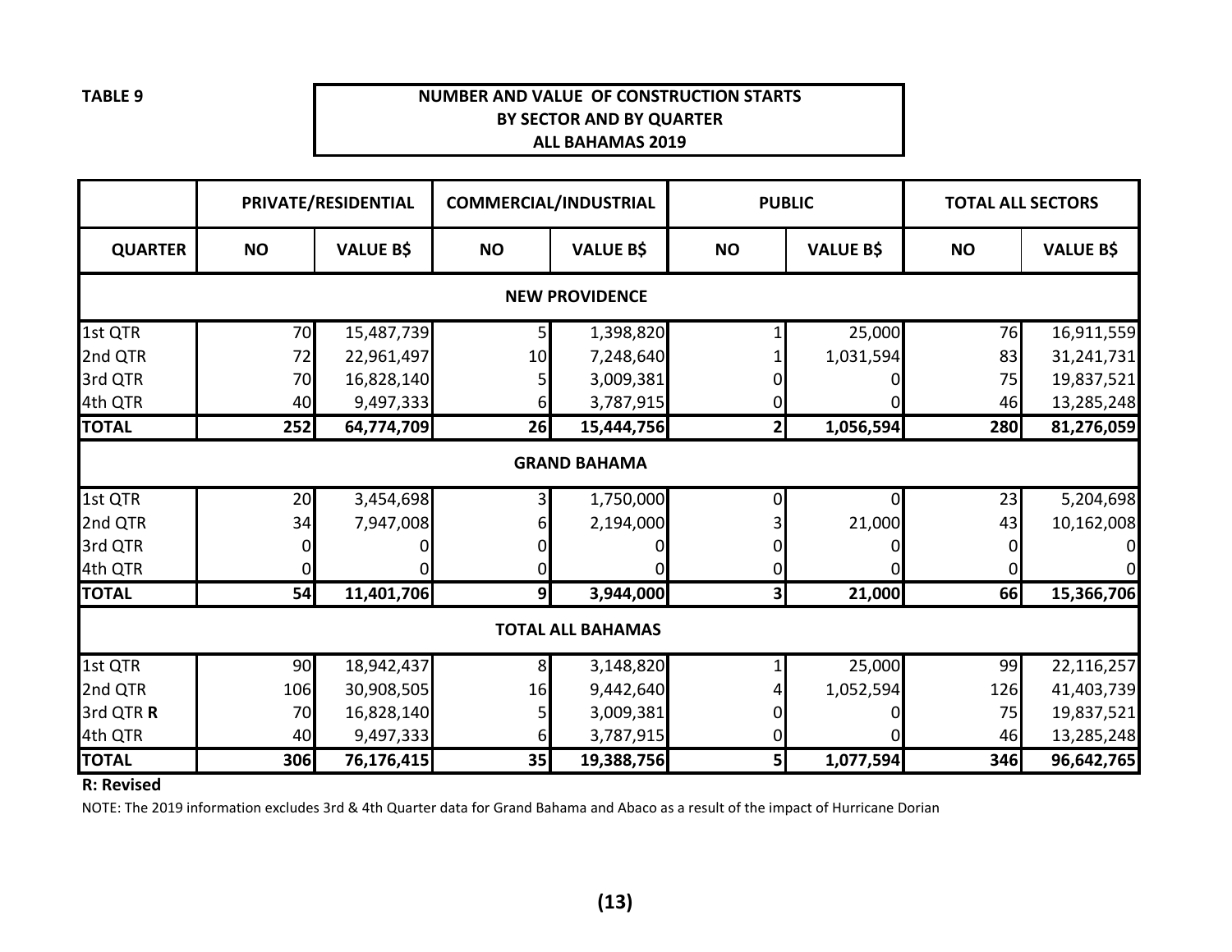**TABLE 9**

**NUMBER AND VALUE OF CONSTRUCTION STARTS BY SECTOR AND BY QUARTER ALL BAHAMAS 2019**

| | PRIVATE/RESIDENTIAL | | COMMERCIAL/INDUSTRIAL | | PUBLIC | | TOTAL ALL SECTORS | |
|---|---|---|---|---|---|---|---|---|
| **QUARTER** | **NO** | **VALUE B$** | **NO** | **VALUE B$** | **NO** | **VALUE B$** | **NO** | **VALUE B$** |
| **NEW PROVIDENCE** | | | | | | | | |
| 1st QTR | 70 | 15,487,739 | 5 | 1,398,820 | 1 | 25,000 | 76 | 16,911,559 |
| 2nd QTR | 72 | 22,961,497 | 10 | 7,248,640 | 1 | 1,031,594 | 83 | 31,241,731 |
| 3rd QTR | 70 | 16,828,140 | 5 | 3,009,381 | 0 | 0 | 75 | 19,837,521 |
| 4th QTR | 40 | 9,497,333 | 6 | 3,787,915 | 0 | 0 | 46 | 13,285,248 |
| **TOTAL** | **252** | **64,774,709** | **26** | **15,444,756** | **2** | **1,056,594** | **280** | **81,276,059** |
| **GRAND BAHAMA** | | | | | | | | |
| 1st QTR | 20 | 3,454,698 | 3 | 1,750,000 | 0 | 0 | 23 | 5,204,698 |
| 2nd QTR | 34 | 7,947,008 | 6 | 2,194,000 | 3 | 21,000 | 43 | 10,162,008 |
| 3rd QTR | 0 | 0 | 0 | 0 | 0 | 0 | 0 | 0 |
| 4th QTR | 0 | 0 | 0 | 0 | 0 | 0 | 0 | 0 |
| **TOTAL** | **54** | **11,401,706** | **9** | **3,944,000** | **3** | **21,000** | **66** | **15,366,706** |
| **TOTAL ALL BAHAMAS** | | | | | | | | |
| 1st QTR | 90 | 18,942,437 | 8 | 3,148,820 | 1 | 25,000 | 99 | 22,116,257 |
| 2nd QTR | 106 | 30,908,505 | 16 | 9,442,640 | 4 | 1,052,594 | 126 | 41,403,739 |
| 3rd QTR **R** | 70 | 16,828,140 | 5 | 3,009,381 | 0 | 0 | 75 | 19,837,521 |
| 4th QTR | 40 | 9,497,333 | 6 | 3,787,915 | 0 | 0 | 46 | 13,285,248 |
| **TOTAL** | **306** | **76,176,415** | **35** | **19,388,756** | **5** | **1,077,594** | **346** | **96,642,765** |

**R: Revised**

NOTE: The 2019 information excludes 3rd & 4th Quarter data for Grand Bahama and Abaco as a result of the impact of Hurricane Dorian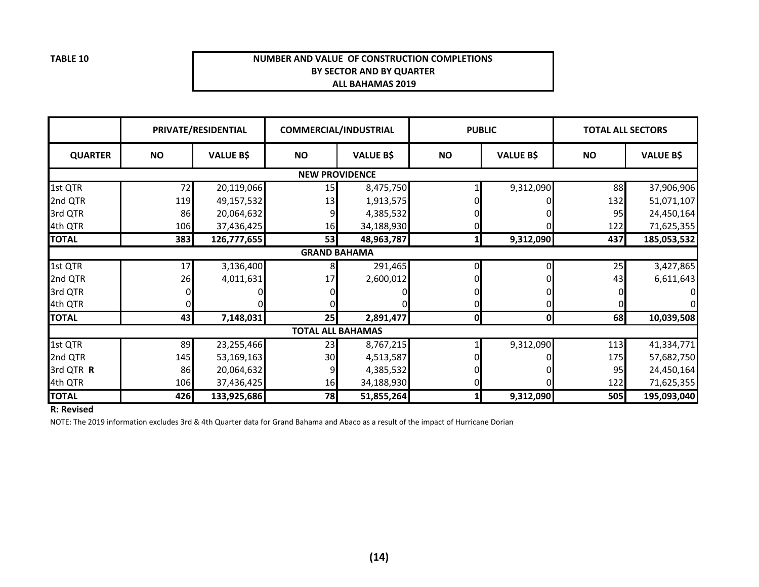**TABLE 10**

**NUMBER AND VALUE OF CONSTRUCTION COMPLETIONS BY SECTOR AND BY QUARTER ALL BAHAMAS 2019**

| | PRIVATE/RESIDENTIAL | | COMMERCIAL/INDUSTRIAL | | PUBLIC | | TOTAL ALL SECTORS | |
|---|---|---|---|---|---|---|---|---|
| **QUARTER** | **NO** | **VALUE B$** | **NO** | **VALUE B$** | **NO** | **VALUE B$** | **NO** | **VALUE B$** |
| **NEW PROVIDENCE** | | | | | | | | |
| 1st QTR | 72 | 20,119,066 | 15 | 8,475,750 | 1 | 9,312,090 | 88 | 37,906,906 |
| 2nd QTR | 119 | 49,157,532 | 13 | 1,913,575 | 0 | 0 | 132 | 51,071,107 |
| 3rd QTR | 86 | 20,064,632 | 9 | 4,385,532 | 0 | 0 | 95 | 24,450,164 |
| 4th QTR | 106 | 37,436,425 | 16 | 34,188,930 | 0 | 0 | 122 | 71,625,355 |
| **TOTAL** | **383** | **126,777,655** | **53** | **48,963,787** | **1** | **9,312,090** | **437** | **185,053,532** |
| **GRAND BAHAMA** | | | | | | | | |
| 1st QTR | 17 | 3,136,400 | 8 | 291,465 | 0 | 0 | 25 | 3,427,865 |
| 2nd QTR | 26 | 4,011,631 | 17 | 2,600,012 | 0 | 0 | 43 | 6,611,643 |
| 3rd QTR | 0 | 0 | 0 | 0 | 0 | 0 | 0 | 0 |
| 4th QTR | 0 | 0 | 0 | 0 | 0 | 0 | 0 | 0 |
| **TOTAL** | **43** | **7,148,031** | **25** | **2,891,477** | **0** | **0** | **68** | **10,039,508** |
| **TOTAL ALL BAHAMAS** | | | | | | | | |
| 1st QTR | 89 | 23,255,466 | 23 | 8,767,215 | 1 | 9,312,090 | 113 | 41,334,771 |
| 2nd QTR | 145 | 53,169,163 | 30 | 4,513,587 | 0 | 0 | 175 | 57,682,750 |
| 3rd QTR **R** | 86 | 20,064,632 | 9 | 4,385,532 | 0 | 0 | 95 | 24,450,164 |
| 4th QTR | 106 | 37,436,425 | 16 | 34,188,930 | 0 | 0 | 122 | 71,625,355 |
| **TOTAL** | **426** | **133,925,686** | **78** | **51,855,264** | **1** | **9,312,090** | **505** | **195,093,040** |

**R: Revised**

NOTE: The 2019 information excludes 3rd & 4th Quarter data for Grand Bahama and Abaco as a result of the impact of Hurricane Dorian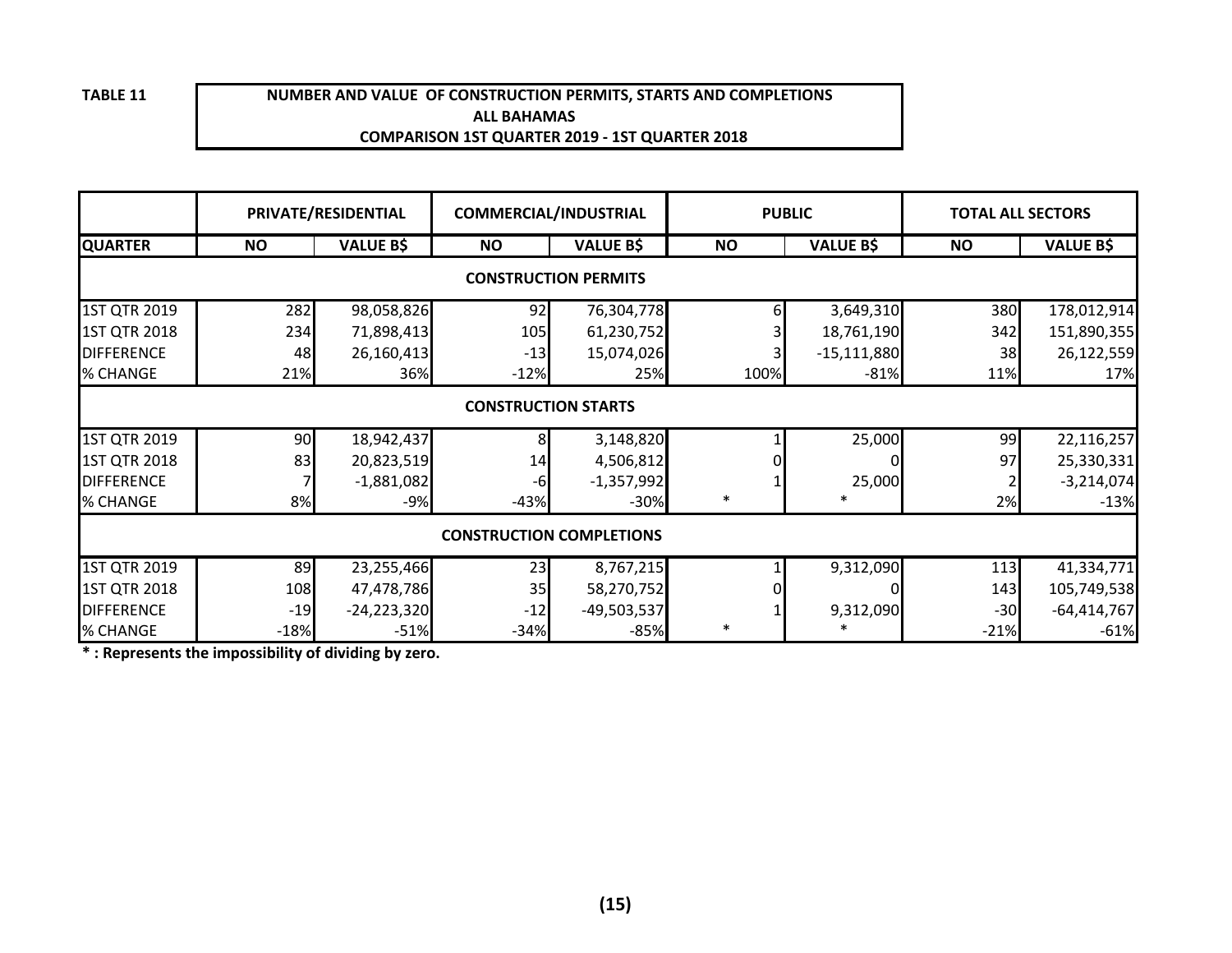**TABLE 11**

**NUMBER AND VALUE OF CONSTRUCTION PERMITS, STARTS AND COMPLETIONS**
**ALL BAHAMAS**
**COMPARISON 1ST QUARTER 2019 - 1ST QUARTER 2018**

| | PRIVATE/RESIDENTIAL | | COMMERCIAL/INDUSTRIAL | | PUBLIC | | TOTAL ALL SECTORS | |
|---|---|---|---|---|---|---|---|---|
| **QUARTER** | **NO** | **VALUE B$** | **NO** | **VALUE B$** | **NO** | **VALUE B$** | **NO** | **VALUE B$** |
| **CONSTRUCTION PERMITS** | | | | | | | | |
| 1ST QTR 2019 | 282 | 98,058,826 | 92 | 76,304,778 | 6 | 3,649,310 | 380 | 178,012,914 |
| 1ST QTR 2018 | 234 | 71,898,413 | 105 | 61,230,752 | 3 | 18,761,190 | 342 | 151,890,355 |
| DIFFERENCE | 48 | 26,160,413 | -13 | 15,074,026 | 3 | -15,111,880 | 38 | 26,122,559 |
| % CHANGE | 21% | 36% | -12% | 25% | 100% | -81% | 11% | 17% |
| **CONSTRUCTION STARTS** | | | | | | | | |
| 1ST QTR 2019 | 90 | 18,942,437 | 8 | 3,148,820 | 1 | 25,000 | 99 | 22,116,257 |
| 1ST QTR 2018 | 83 | 20,823,519 | 14 | 4,506,812 | 0 | 0 | 97 | 25,330,331 |
| DIFFERENCE | 7 | -1,881,082 | -6 | -1,357,992 | 1 | 25,000 | 2 | -3,214,074 |
| % CHANGE | 8% | -9% | -43% | -30% | * | * | 2% | -13% |
| **CONSTRUCTION COMPLETIONS** | | | | | | | | |
| 1ST QTR 2019 | 89 | 23,255,466 | 23 | 8,767,215 | 1 | 9,312,090 | 113 | 41,334,771 |
| 1ST QTR 2018 | 108 | 47,478,786 | 35 | 58,270,752 | 0 | 0 | 143 | 105,749,538 |
| DIFFERENCE | -19 | -24,223,320 | -12 | -49,503,537 | 1 | 9,312,090 | -30 | -64,414,767 |
| % CHANGE | -18% | -51% | -34% | -85% | * | * | -21% | -61% |

**\* : Represents the impossibility of dividing by zero.**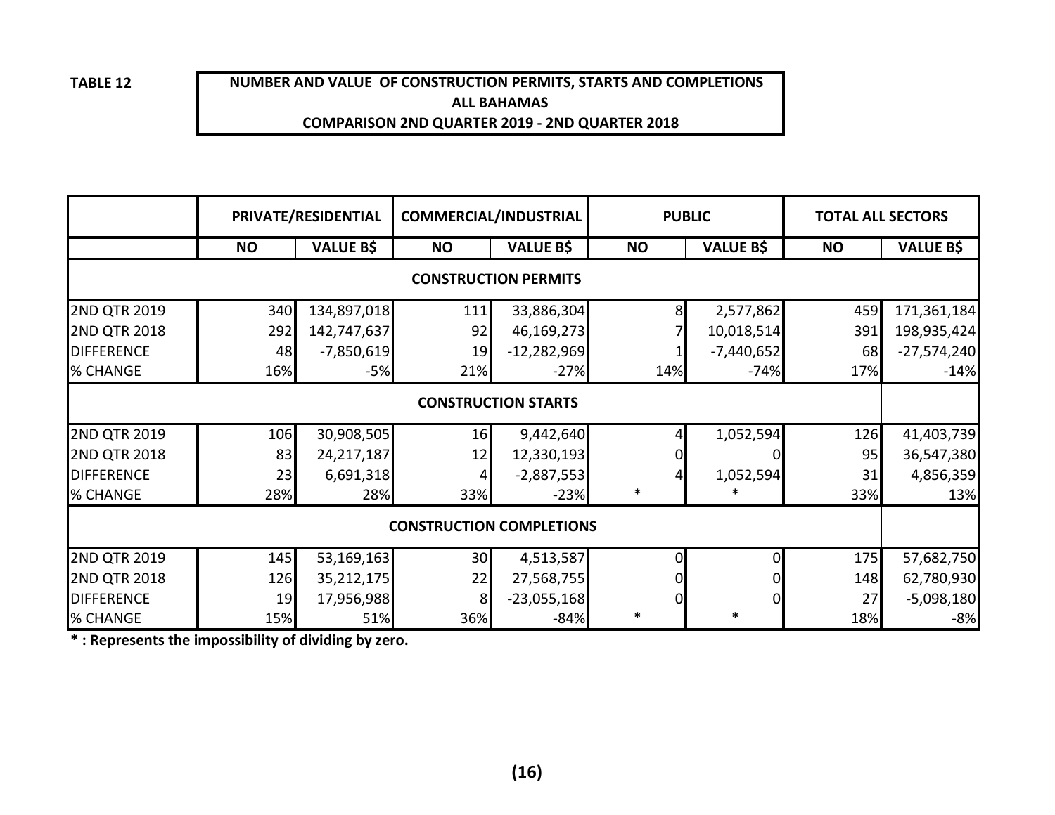**TABLE 12**

**NUMBER AND VALUE OF CONSTRUCTION PERMITS, STARTS AND COMPLETIONS**
**ALL BAHAMAS**
**COMPARISON 2ND QUARTER 2019 - 2ND QUARTER 2018**

| | PRIVATE/RESIDENTIAL | | COMMERCIAL/INDUSTRIAL | | PUBLIC | | TOTAL ALL SECTORS | |
|---|---|---|---|---|---|---|---|---|
| | NO | VALUE B$ | NO | VALUE B$ | NO | VALUE B$ | NO | VALUE B$ |
| **CONSTRUCTION PERMITS** | | | | | | | | |
| 2ND QTR 2019 | 340 | 134,897,018 | 111 | 33,886,304 | 8 | 2,577,862 | 459 | 171,361,184 |
| 2ND QTR 2018 | 292 | 142,747,637 | 92 | 46,169,273 | 7 | 10,018,514 | 391 | 198,935,424 |
| DIFFERENCE | 48 | -7,850,619 | 19 | -12,282,969 | 1 | -7,440,652 | 68 | -27,574,240 |
| % CHANGE | 16% | -5% | 21% | -27% | 14% | -74% | 17% | -14% |
| **CONSTRUCTION STARTS** | | | | | | | | |
| 2ND QTR 2019 | 106 | 30,908,505 | 16 | 9,442,640 | 4 | 1,052,594 | 126 | 41,403,739 |
| 2ND QTR 2018 | 83 | 24,217,187 | 12 | 12,330,193 | 0 | 0 | 95 | 36,547,380 |
| DIFFERENCE | 23 | 6,691,318 | 4 | -2,887,553 | 4 | 1,052,594 | 31 | 4,856,359 |
| % CHANGE | 28% | 28% | 33% | -23% | * | * | 33% | 13% |
| **CONSTRUCTION COMPLETIONS** | | | | | | | | |
| 2ND QTR 2019 | 145 | 53,169,163 | 30 | 4,513,587 | 0 | 0 | 175 | 57,682,750 |
| 2ND QTR 2018 | 126 | 35,212,175 | 22 | 27,568,755 | 0 | 0 | 148 | 62,780,930 |
| DIFFERENCE | 19 | 17,956,988 | 8 | -23,055,168 | 0 | 0 | 27 | -5,098,180 |
| % CHANGE | 15% | 51% | 36% | -84% | * | * | 18% | -8% |

**\* : Represents the impossibility of dividing by zero.**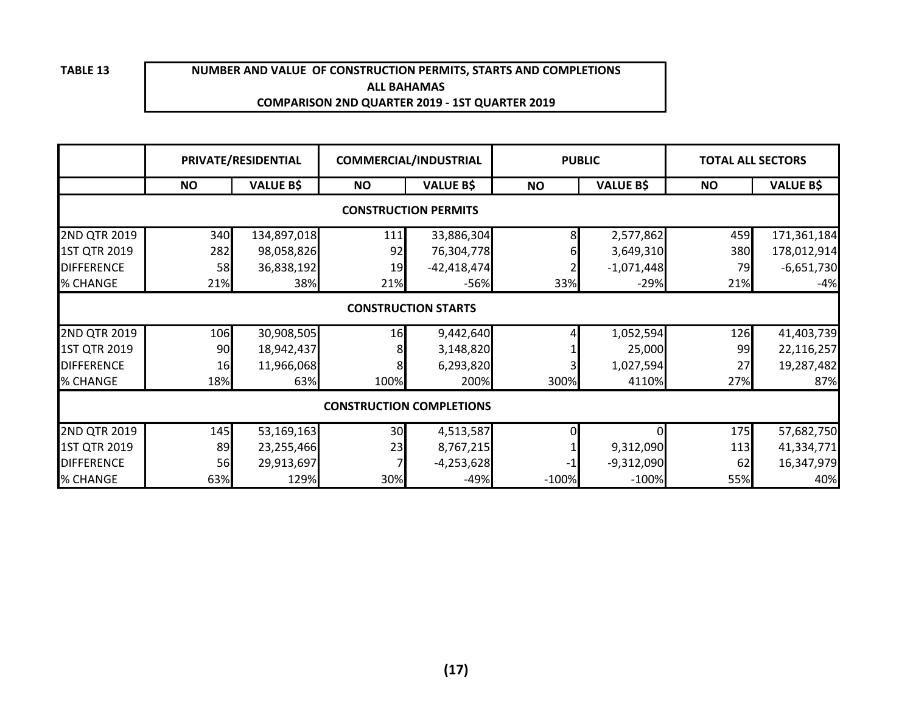**TABLE 13**

**NUMBER AND VALUE OF CONSTRUCTION PERMITS, STARTS AND COMPLETIONS**
**ALL BAHAMAS**
**COMPARISON 2ND QUARTER 2019 - 1ST QUARTER 2019**

| | PRIVATE/RESIDENTIAL | | COMMERCIAL/INDUSTRIAL | | PUBLIC | | TOTAL ALL SECTORS | |
|---|---|---|---|---|---|---|---|---|
| | NO | VALUE B$ | NO | VALUE B$ | NO | VALUE B$ | NO | VALUE B$ |
| **CONSTRUCTION PERMITS** | | | | | | | | |
| 2ND QTR 2019 | 340 | 134,897,018 | 111 | 33,886,304 | 8 | 2,577,862 | 459 | 171,361,184 |
| 1ST QTR 2019 | 282 | 98,058,826 | 92 | 76,304,778 | 6 | 3,649,310 | 380 | 178,012,914 |
| DIFFERENCE | 58 | 36,838,192 | 19 | -42,418,474 | 2 | -1,071,448 | 79 | -6,651,730 |
| % CHANGE | 21% | 38% | 21% | -56% | 33% | -29% | 21% | -4% |
| **CONSTRUCTION STARTS** | | | | | | | | |
| 2ND QTR 2019 | 106 | 30,908,505 | 16 | 9,442,640 | 4 | 1,052,594 | 126 | 41,403,739 |
| 1ST QTR 2019 | 90 | 18,942,437 | 8 | 3,148,820 | 1 | 25,000 | 99 | 22,116,257 |
| DIFFERENCE | 16 | 11,966,068 | 8 | 6,293,820 | 3 | 1,027,594 | 27 | 19,287,482 |
| % CHANGE | 18% | 63% | 100% | 200% | 300% | 4110% | 27% | 87% |
| **CONSTRUCTION COMPLETIONS** | | | | | | | | |
| 2ND QTR 2019 | 145 | 53,169,163 | 30 | 4,513,587 | 0 | 0 | 175 | 57,682,750 |
| 1ST QTR 2019 | 89 | 23,255,466 | 23 | 8,767,215 | 1 | 9,312,090 | 113 | 41,334,771 |
| DIFFERENCE | 56 | 29,913,697 | 7 | -4,253,628 | -1 | -9,312,090 | 62 | 16,347,979 |
| % CHANGE | 63% | 129% | 30% | -49% | -100% | -100% | 55% | 40% |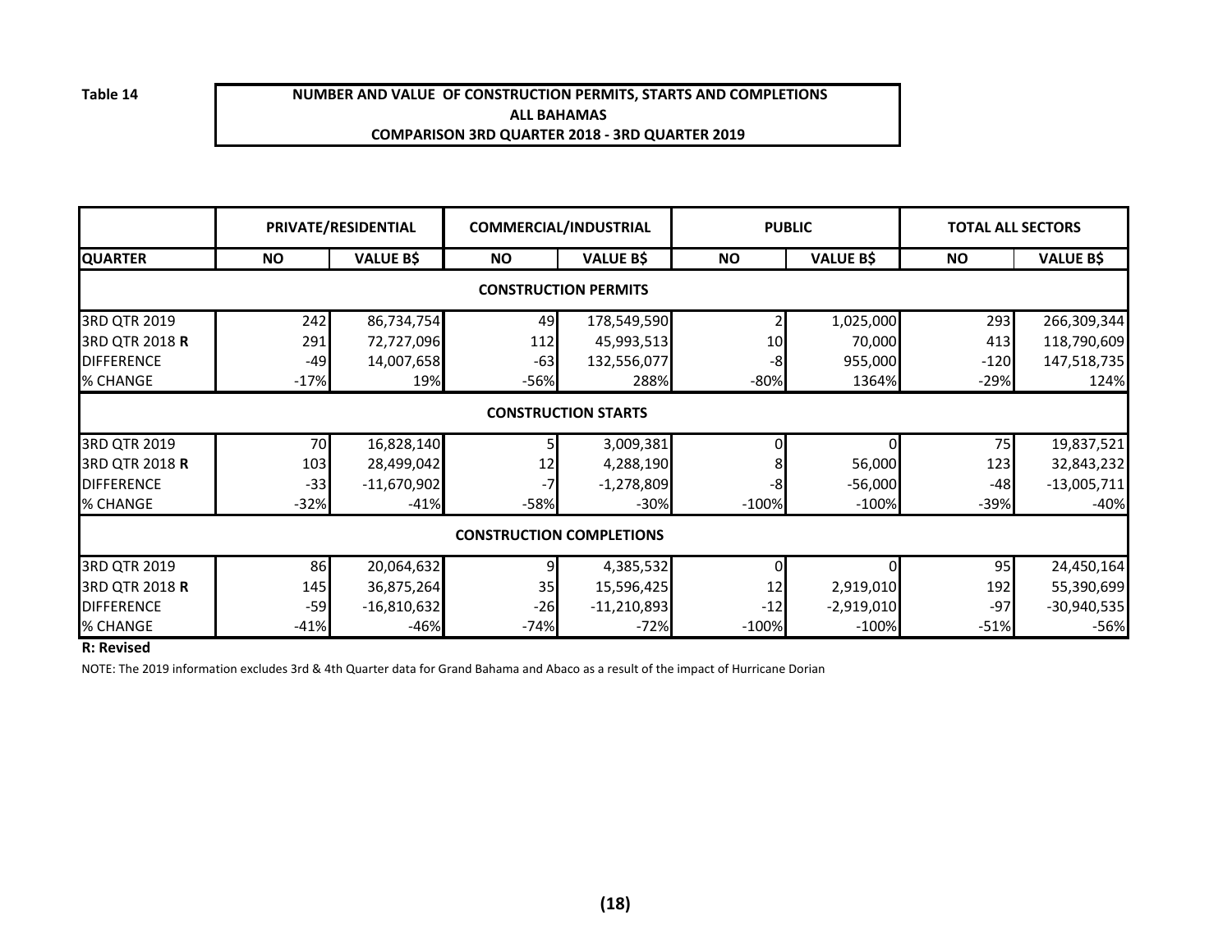Table 14

**NUMBER AND VALUE OF CONSTRUCTION PERMITS, STARTS AND COMPLETIONS**
**ALL BAHAMAS**
**COMPARISON 3RD QUARTER 2018 - 3RD QUARTER 2019**

| | PRIVATE/RESIDENTIAL | | COMMERCIAL/INDUSTRIAL | | PUBLIC | | TOTAL ALL SECTORS | |
|---|---|---|---|---|---|---|---|---|
| **QUARTER** | **NO** | **VALUE B$** | **NO** | **VALUE B$** | **NO** | **VALUE B$** | **NO** | **VALUE B$** |
| **CONSTRUCTION PERMITS** | | | | | | | | |
| 3RD QTR 2019 | 242 | 86,734,754 | 49 | 178,549,590 | 2 | 1,025,000 | 293 | 266,309,344 |
| 3RD QTR 2018 **R** | 291 | 72,727,096 | 112 | 45,993,513 | 10 | 70,000 | 413 | 118,790,609 |
| DIFFERENCE | -49 | 14,007,658 | -63 | 132,556,077 | -8 | 955,000 | -120 | 147,518,735 |
| % CHANGE | -17% | 19% | -56% | 288% | -80% | 1364% | -29% | 124% |
| **CONSTRUCTION STARTS** | | | | | | | | |
| 3RD QTR 2019 | 70 | 16,828,140 | 5 | 3,009,381 | 0 | 0 | 75 | 19,837,521 |
| 3RD QTR 2018 **R** | 103 | 28,499,042 | 12 | 4,288,190 | 8 | 56,000 | 123 | 32,843,232 |
| DIFFERENCE | -33 | -11,670,902 | -7 | -1,278,809 | -8 | -56,000 | -48 | -13,005,711 |
| % CHANGE | -32% | -41% | -58% | -30% | -100% | -100% | -39% | -40% |
| **CONSTRUCTION COMPLETIONS** | | | | | | | | |
| 3RD QTR 2019 | 86 | 20,064,632 | 9 | 4,385,532 | 0 | 0 | 95 | 24,450,164 |
| 3RD QTR 2018 **R** | 145 | 36,875,264 | 35 | 15,596,425 | 12 | 2,919,010 | 192 | 55,390,699 |
| DIFFERENCE | -59 | -16,810,632 | -26 | -11,210,893 | -12 | -2,919,010 | -97 | -30,940,535 |
| % CHANGE | -41% | -46% | -74% | -72% | -100% | -100% | -51% | -56% |

**R: Revised**

NOTE: The 2019 information excludes 3rd & 4th Quarter data for Grand Bahama and Abaco as a result of the impact of Hurricane Dorian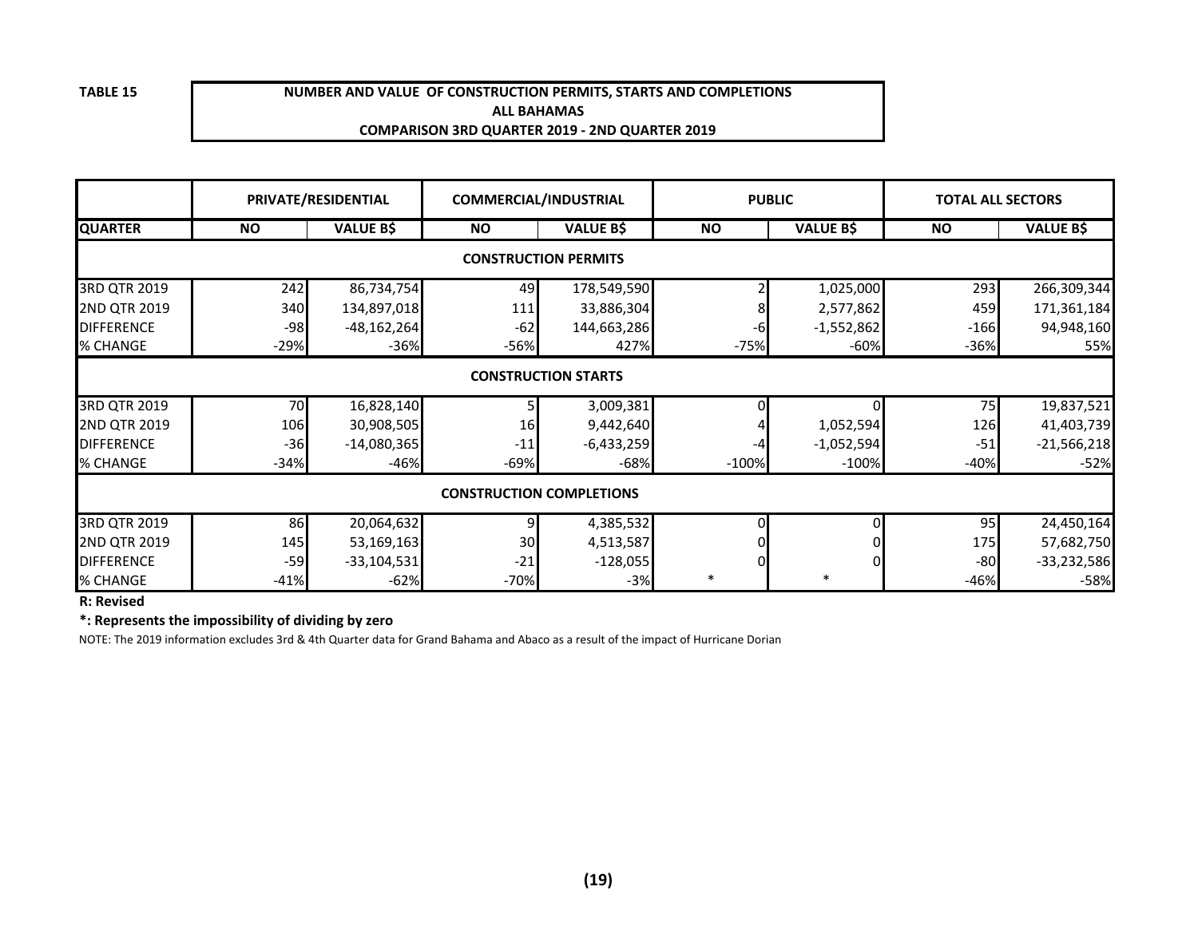**TABLE 15**

**NUMBER AND VALUE OF CONSTRUCTION PERMITS, STARTS AND COMPLETIONS**
**ALL BAHAMAS**
**COMPARISON 3RD QUARTER 2019 - 2ND QUARTER 2019**

| | PRIVATE/RESIDENTIAL | | COMMERCIAL/INDUSTRIAL | | PUBLIC | | TOTAL ALL SECTORS | |
|---|---|---|---|---|---|---|---|---|
| **QUARTER** | **NO** | **VALUE B$** | **NO** | **VALUE B$** | **NO** | **VALUE B$** | **NO** | **VALUE B$** |
| **CONSTRUCTION PERMITS** | | | | | | | | |
| 3RD QTR 2019 | 242 | 86,734,754 | 49 | 178,549,590 | 2 | 1,025,000 | 293 | 266,309,344 |
| 2ND QTR 2019 | 340 | 134,897,018 | 111 | 33,886,304 | 8 | 2,577,862 | 459 | 171,361,184 |
| DIFFERENCE | -98 | -48,162,264 | -62 | 144,663,286 | -6 | -1,552,862 | -166 | 94,948,160 |
| % CHANGE | -29% | -36% | -56% | 427% | -75% | -60% | -36% | 55% |
| **CONSTRUCTION STARTS** | | | | | | | | |
| 3RD QTR 2019 | 70 | 16,828,140 | 5 | 3,009,381 | 0 | 0 | 75 | 19,837,521 |
| 2ND QTR 2019 | 106 | 30,908,505 | 16 | 9,442,640 | 4 | 1,052,594 | 126 | 41,403,739 |
| DIFFERENCE | -36 | -14,080,365 | -11 | -6,433,259 | -4 | -1,052,594 | -51 | -21,566,218 |
| % CHANGE | -34% | -46% | -69% | -68% | -100% | -100% | -40% | -52% |
| **CONSTRUCTION COMPLETIONS** | | | | | | | | |
| 3RD QTR 2019 | 86 | 20,064,632 | 9 | 4,385,532 | 0 | 0 | 95 | 24,450,164 |
| 2ND QTR 2019 | 145 | 53,169,163 | 30 | 4,513,587 | 0 | 0 | 175 | 57,682,750 |
| DIFFERENCE | -59 | -33,104,531 | -21 | -128,055 | 0 | 0 | -80 | -33,232,586 |
| % CHANGE | -41% | -62% | -70% | -3% | * | * | -46% | -58% |

**R: Revised**

**\*: Represents the impossibility of dividing by zero**

NOTE: The 2019 information excludes 3rd & 4th Quarter data for Grand Bahama and Abaco as a result of the impact of Hurricane Dorian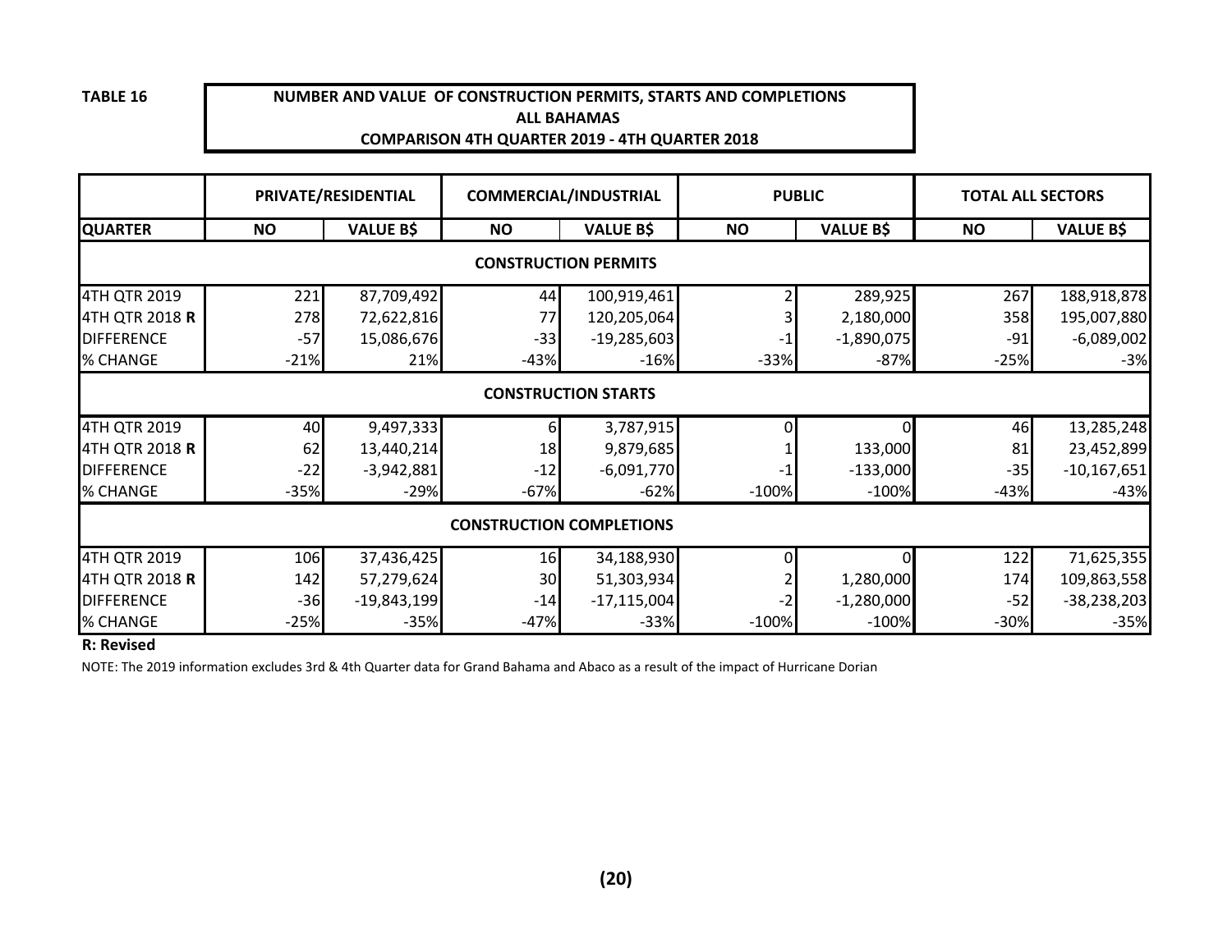**TABLE 16**

**NUMBER AND VALUE OF CONSTRUCTION PERMITS, STARTS AND COMPLETIONS**
**ALL BAHAMAS**
**COMPARISON 4TH QUARTER 2019 - 4TH QUARTER 2018**

| | PRIVATE/RESIDENTIAL | | COMMERCIAL/INDUSTRIAL | | PUBLIC | | TOTAL ALL SECTORS | |
|---|---|---|---|---|---|---|---|---|
| **QUARTER** | **NO** | **VALUE B$** | **NO** | **VALUE B$** | **NO** | **VALUE B$** | **NO** | **VALUE B$** |
| **CONSTRUCTION PERMITS** | | | | | | | | |
| 4TH QTR 2019 | 221 | 87,709,492 | 44 | 100,919,461 | 2 | 289,925 | 267 | 188,918,878 |
| 4TH QTR 2018 **R** | 278 | 72,622,816 | 77 | 120,205,064 | 3 | 2,180,000 | 358 | 195,007,880 |
| DIFFERENCE | -57 | 15,086,676 | -33 | -19,285,603 | -1 | -1,890,075 | -91 | -6,089,002 |
| % CHANGE | -21% | 21% | -43% | -16% | -33% | -87% | -25% | -3% |
| **CONSTRUCTION STARTS** | | | | | | | | |
| 4TH QTR 2019 | 40 | 9,497,333 | 6 | 3,787,915 | 0 | 0 | 46 | 13,285,248 |
| 4TH QTR 2018 **R** | 62 | 13,440,214 | 18 | 9,879,685 | 1 | 133,000 | 81 | 23,452,899 |
| DIFFERENCE | -22 | -3,942,881 | -12 | -6,091,770 | -1 | -133,000 | -35 | -10,167,651 |
| % CHANGE | -35% | -29% | -67% | -62% | -100% | -100% | -43% | -43% |
| **CONSTRUCTION COMPLETIONS** | | | | | | | | |
| 4TH QTR 2019 | 106 | 37,436,425 | 16 | 34,188,930 | 0 | 0 | 122 | 71,625,355 |
| 4TH QTR 2018 **R** | 142 | 57,279,624 | 30 | 51,303,934 | 2 | 1,280,000 | 174 | 109,863,558 |
| DIFFERENCE | -36 | -19,843,199 | -14 | -17,115,004 | -2 | -1,280,000 | -52 | -38,238,203 |
| % CHANGE | -25% | -35% | -47% | -33% | -100% | -100% | -30% | -35% |

**R: Revised**

NOTE: The 2019 information excludes 3rd & 4th Quarter data for Grand Bahama and Abaco as a result of the impact of Hurricane Dorian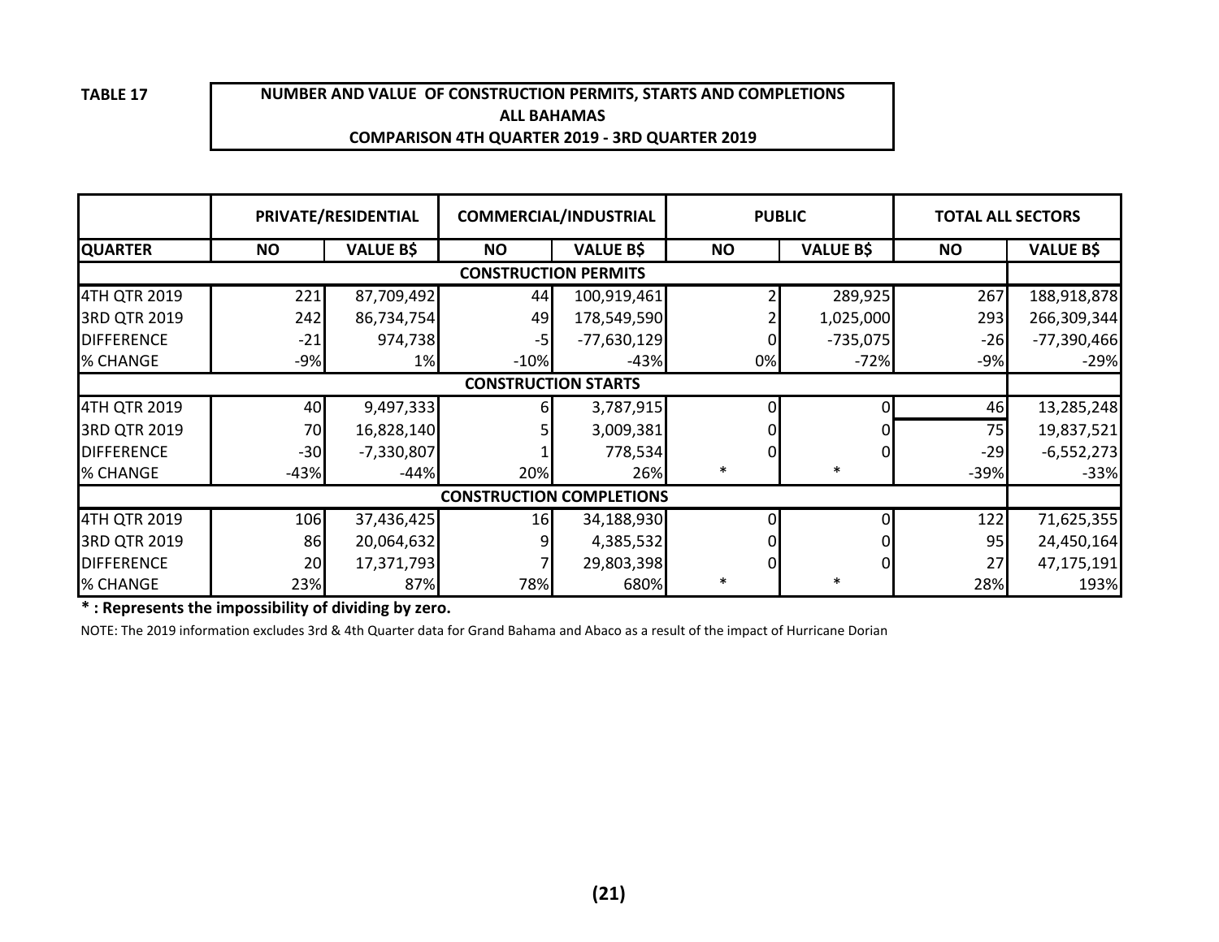**TABLE 17**

**NUMBER AND VALUE OF CONSTRUCTION PERMITS, STARTS AND COMPLETIONS**
**ALL BAHAMAS**
**COMPARISON 4TH QUARTER 2019 - 3RD QUARTER 2019**

| | PRIVATE/RESIDENTIAL | | COMMERCIAL/INDUSTRIAL | | PUBLIC | | TOTAL ALL SECTORS | |
|---|---|---|---|---|---|---|---|---|
| **QUARTER** | **NO** | **VALUE B$** | **NO** | **VALUE B$** | **NO** | **VALUE B$** | **NO** | **VALUE B$** |
| | | | **CONSTRUCTION PERMITS** | | | | | |
| 4TH QTR 2019 | 221 | 87,709,492 | 44 | 100,919,461 | 2 | 289,925 | 267 | 188,918,878 |
| 3RD QTR 2019 | 242 | 86,734,754 | 49 | 178,549,590 | 2 | 1,025,000 | 293 | 266,309,344 |
| DIFFERENCE | -21 | 974,738 | -5 | -77,630,129 | 0 | -735,075 | -26 | -77,390,466 |
| % CHANGE | -9% | 1% | -10% | -43% | 0% | -72% | -9% | -29% |
| | | | **CONSTRUCTION STARTS** | | | | | |
| 4TH QTR 2019 | 40 | 9,497,333 | 6 | 3,787,915 | 0 | 0 | 46 | 13,285,248 |
| 3RD QTR 2019 | 70 | 16,828,140 | 5 | 3,009,381 | 0 | 0 | 75 | 19,837,521 |
| DIFFERENCE | -30 | -7,330,807 | 1 | 778,534 | 0 | 0 | -29 | -6,552,273 |
| % CHANGE | -43% | -44% | 20% | 26% | * | * | -39% | -33% |
| | | | **CONSTRUCTION COMPLETIONS** | | | | | |
| 4TH QTR 2019 | 106 | 37,436,425 | 16 | 34,188,930 | 0 | 0 | 122 | 71,625,355 |
| 3RD QTR 2019 | 86 | 20,064,632 | 9 | 4,385,532 | 0 | 0 | 95 | 24,450,164 |
| DIFFERENCE | 20 | 17,371,793 | 7 | 29,803,398 | 0 | 0 | 27 | 47,175,191 |
| % CHANGE | 23% | 87% | 78% | 680% | * | * | 28% | 193% |

**\* : Represents the impossibility of dividing by zero.**

NOTE: The 2019 information excludes 3rd & 4th Quarter data for Grand Bahama and Abaco as a result of the impact of Hurricane Dorian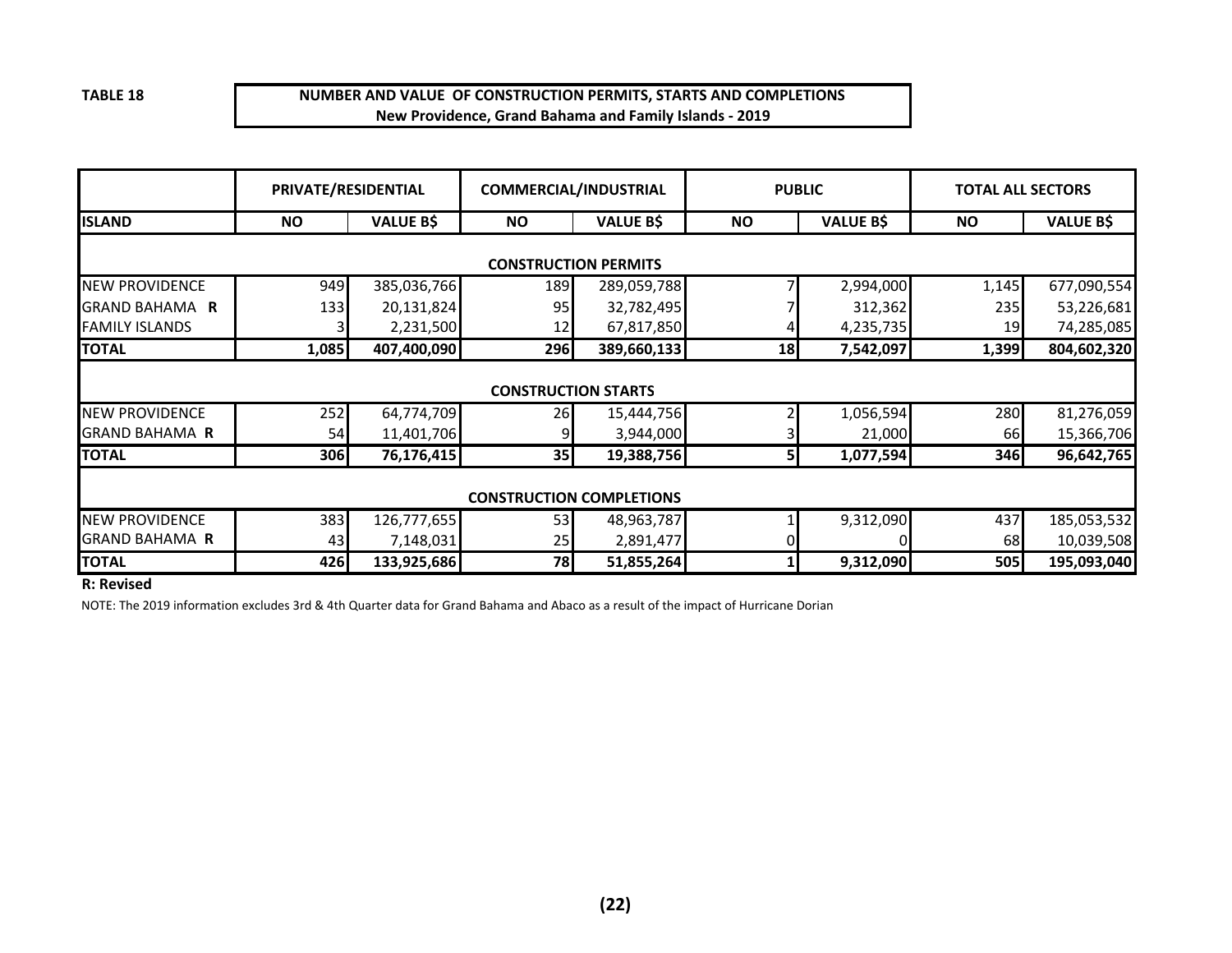**TABLE 18**

**NUMBER AND VALUE OF CONSTRUCTION PERMITS, STARTS AND COMPLETIONS**
**New Providence, Grand Bahama and Family Islands - 2019**

| | PRIVATE/RESIDENTIAL | | COMMERCIAL/INDUSTRIAL | | PUBLIC | | TOTAL ALL SECTORS | |
|---|---|---|---|---|---|---|---|---|
| **ISLAND** | **NO** | **VALUE B$** | **NO** | **VALUE B$** | **NO** | **VALUE B$** | **NO** | **VALUE B$** |
| | | | | **CONSTRUCTION PERMITS** | | | | |
| NEW PROVIDENCE | 949 | 385,036,766 | 189 | 289,059,788 | 7 | 2,994,000 | 1,145 | 677,090,554 |
| GRAND BAHAMA **R** | 133 | 20,131,824 | 95 | 32,782,495 | 7 | 312,362 | 235 | 53,226,681 |
| FAMILY ISLANDS | 3 | 2,231,500 | 12 | 67,817,850 | 4 | 4,235,735 | 19 | 74,285,085 |
| **TOTAL** | **1,085** | **407,400,090** | **296** | **389,660,133** | **18** | **7,542,097** | **1,399** | **804,602,320** |
| | | | | **CONSTRUCTION STARTS** | | | | |
| NEW PROVIDENCE | 252 | 64,774,709 | 26 | 15,444,756 | 2 | 1,056,594 | 280 | 81,276,059 |
| GRAND BAHAMA **R** | 54 | 11,401,706 | 9 | 3,944,000 | 3 | 21,000 | 66 | 15,366,706 |
| **TOTAL** | **306** | **76,176,415** | **35** | **19,388,756** | **5** | **1,077,594** | **346** | **96,642,765** |
| | | | | **CONSTRUCTION COMPLETIONS** | | | | |
| NEW PROVIDENCE | 383 | 126,777,655 | 53 | 48,963,787 | 1 | 9,312,090 | 437 | 185,053,532 |
| GRAND BAHAMA **R** | 43 | 7,148,031 | 25 | 2,891,477 | 0 | 0 | 68 | 10,039,508 |
| **TOTAL** | **426** | **133,925,686** | **78** | **51,855,264** | **1** | **9,312,090** | **505** | **195,093,040** |

**R: Revised**

NOTE: The 2019 information excludes 3rd & 4th Quarter data for Grand Bahama and Abaco as a result of the impact of Hurricane Dorian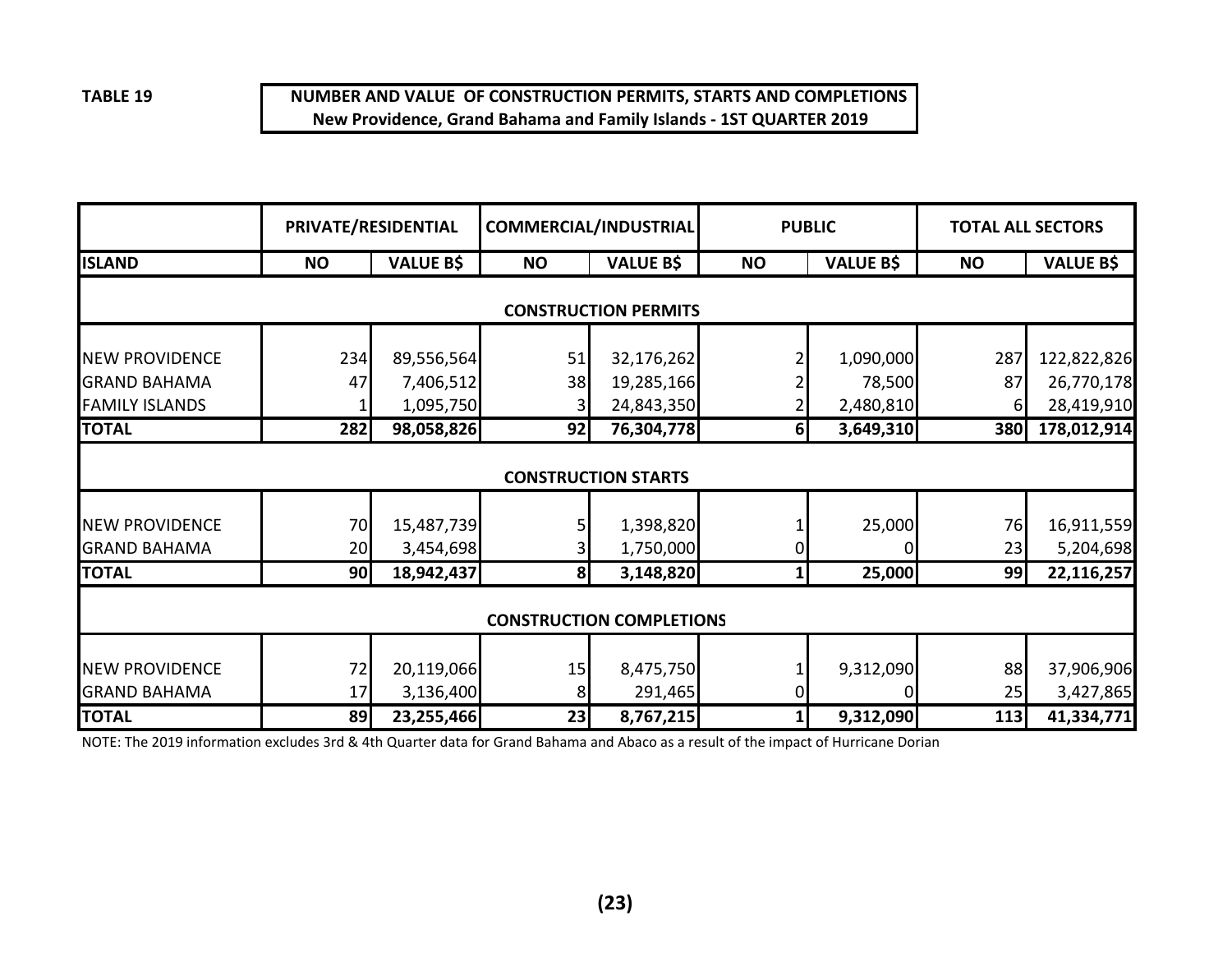**TABLE 19**

**NUMBER AND VALUE OF CONSTRUCTION PERMITS, STARTS AND COMPLETIONS**
**New Providence, Grand Bahama and Family Islands - 1ST QUARTER 2019**

| | PRIVATE/RESIDENTIAL | | COMMERCIAL/INDUSTRIAL | | PUBLIC | | TOTAL ALL SECTORS | |
|---|---|---|---|---|---|---|---|---|
| **ISLAND** | **NO** | **VALUE B$** | **NO** | **VALUE B$** | **NO** | **VALUE B$** | **NO** | **VALUE B$** |
| **CONSTRUCTION PERMITS** | | | | | | | | |
| NEW PROVIDENCE | 234 | 89,556,564 | 51 | 32,176,262 | 2 | 1,090,000 | 287 | 122,822,826 |
| GRAND BAHAMA | 47 | 7,406,512 | 38 | 19,285,166 | 2 | 78,500 | 87 | 26,770,178 |
| FAMILY ISLANDS | 1 | 1,095,750 | 3 | 24,843,350 | 2 | 2,480,810 | 6 | 28,419,910 |
| **TOTAL** | **282** | **98,058,826** | **92** | **76,304,778** | **6** | **3,649,310** | **380** | **178,012,914** |
| **CONSTRUCTION STARTS** | | | | | | | | |
| NEW PROVIDENCE | 70 | 15,487,739 | 5 | 1,398,820 | 1 | 25,000 | 76 | 16,911,559 |
| GRAND BAHAMA | 20 | 3,454,698 | 3 | 1,750,000 | 0 | 0 | 23 | 5,204,698 |
| **TOTAL** | **90** | **18,942,437** | **8** | **3,148,820** | **1** | **25,000** | **99** | **22,116,257** |
| **CONSTRUCTION COMPLETIONS** | | | | | | | | |
| NEW PROVIDENCE | 72 | 20,119,066 | 15 | 8,475,750 | 1 | 9,312,090 | 88 | 37,906,906 |
| GRAND BAHAMA | 17 | 3,136,400 | 8 | 291,465 | 0 | 0 | 25 | 3,427,865 |
| **TOTAL** | **89** | **23,255,466** | **23** | **8,767,215** | **1** | **9,312,090** | **113** | **41,334,771** |

NOTE: The 2019 information excludes 3rd & 4th Quarter data for Grand Bahama and Abaco as a result of the impact of Hurricane Dorian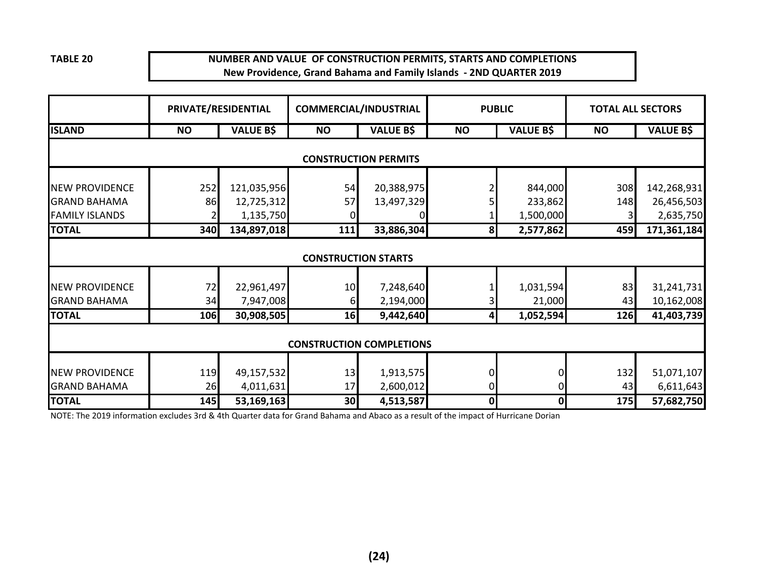**TABLE 20**

**NUMBER AND VALUE OF CONSTRUCTION PERMITS, STARTS AND COMPLETIONS**
**New Providence, Grand Bahama and Family Islands - 2ND QUARTER 2019**

| | PRIVATE/RESIDENTIAL | | COMMERCIAL/INDUSTRIAL | | PUBLIC | | TOTAL ALL SECTORS | |
|---|---|---|---|---|---|---|---|---|
| **ISLAND** | **NO** | **VALUE B$** | **NO** | **VALUE B$** | **NO** | **VALUE B$** | **NO** | **VALUE B$** |
| **CONSTRUCTION PERMITS** | | | | | | | | |
| NEW PROVIDENCE | 252 | 121,035,956 | 54 | 20,388,975 | 2 | 844,000 | 308 | 142,268,931 |
| GRAND BAHAMA | 86 | 12,725,312 | 57 | 13,497,329 | 5 | 233,862 | 148 | 26,456,503 |
| FAMILY ISLANDS | 2 | 1,135,750 | 0 | 0 | 1 | 1,500,000 | 3 | 2,635,750 |
| **TOTAL** | **340** | **134,897,018** | **111** | **33,886,304** | **8** | **2,577,862** | **459** | **171,361,184** |
| **CONSTRUCTION STARTS** | | | | | | | | |
| NEW PROVIDENCE | 72 | 22,961,497 | 10 | 7,248,640 | 1 | 1,031,594 | 83 | 31,241,731 |
| GRAND BAHAMA | 34 | 7,947,008 | 6 | 2,194,000 | 3 | 21,000 | 43 | 10,162,008 |
| **TOTAL** | **106** | **30,908,505** | **16** | **9,442,640** | **4** | **1,052,594** | **126** | **41,403,739** |
| **CONSTRUCTION COMPLETIONS** | | | | | | | | |
| NEW PROVIDENCE | 119 | 49,157,532 | 13 | 1,913,575 | 0 | 0 | 132 | 51,071,107 |
| GRAND BAHAMA | 26 | 4,011,631 | 17 | 2,600,012 | 0 | 0 | 43 | 6,611,643 |
| **TOTAL** | **145** | **53,169,163** | **30** | **4,513,587** | **0** | **0** | **175** | **57,682,750** |

NOTE: The 2019 information excludes 3rd & 4th Quarter data for Grand Bahama and Abaco as a result of the impact of Hurricane Dorian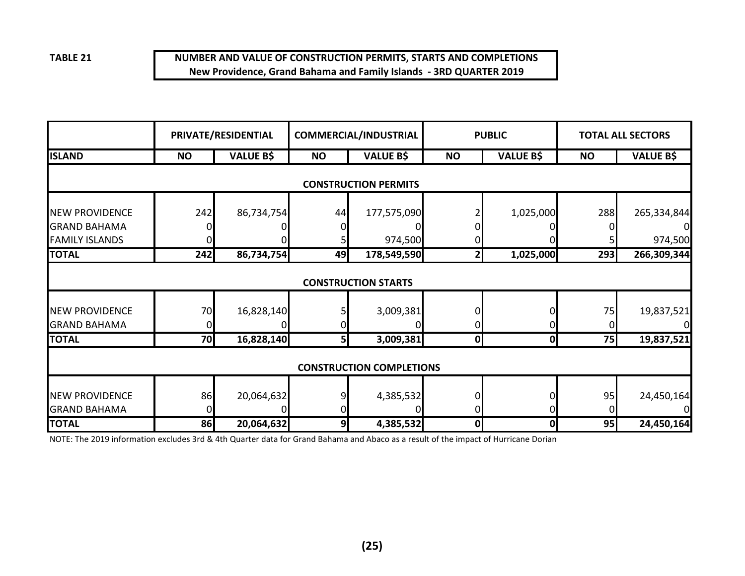**TABLE 21**

**NUMBER AND VALUE OF CONSTRUCTION PERMITS, STARTS AND COMPLETIONS**
**New Providence, Grand Bahama and Family Islands - 3RD QUARTER 2019**

| | PRIVATE/RESIDENTIAL | | COMMERCIAL/INDUSTRIAL | | PUBLIC | | TOTAL ALL SECTORS | |
|---|---|---|---|---|---|---|---|---|
| **ISLAND** | **NO** | **VALUE B$** | **NO** | **VALUE B$** | **NO** | **VALUE B$** | **NO** | **VALUE B$** |
| **CONSTRUCTION PERMITS** | | | | | | | | |
| NEW PROVIDENCE | 242 | 86,734,754 | 44 | 177,575,090 | 2 | 1,025,000 | 288 | 265,334,844 |
| GRAND BAHAMA | 0 | 0 | 0 | 0 | 0 | 0 | 0 | 0 |
| FAMILY ISLANDS | 0 | 0 | 5 | 974,500 | 0 | 0 | 5 | 974,500 |
| **TOTAL** | **242** | **86,734,754** | **49** | **178,549,590** | **2** | **1,025,000** | **293** | **266,309,344** |
| **CONSTRUCTION STARTS** | | | | | | | | |
| NEW PROVIDENCE | 70 | 16,828,140 | 5 | 3,009,381 | 0 | 0 | 75 | 19,837,521 |
| GRAND BAHAMA | 0 | 0 | 0 | 0 | 0 | 0 | 0 | 0 |
| **TOTAL** | **70** | **16,828,140** | **5** | **3,009,381** | **0** | **0** | **75** | **19,837,521** |
| **CONSTRUCTION COMPLETIONS** | | | | | | | | |
| NEW PROVIDENCE | 86 | 20,064,632 | 9 | 4,385,532 | 0 | 0 | 95 | 24,450,164 |
| GRAND BAHAMA | 0 | 0 | 0 | 0 | 0 | 0 | 0 | 0 |
| **TOTAL** | **86** | **20,064,632** | **9** | **4,385,532** | **0** | **0** | **95** | **24,450,164** |

NOTE: The 2019 information excludes 3rd & 4th Quarter data for Grand Bahama and Abaco as a result of the impact of Hurricane Dorian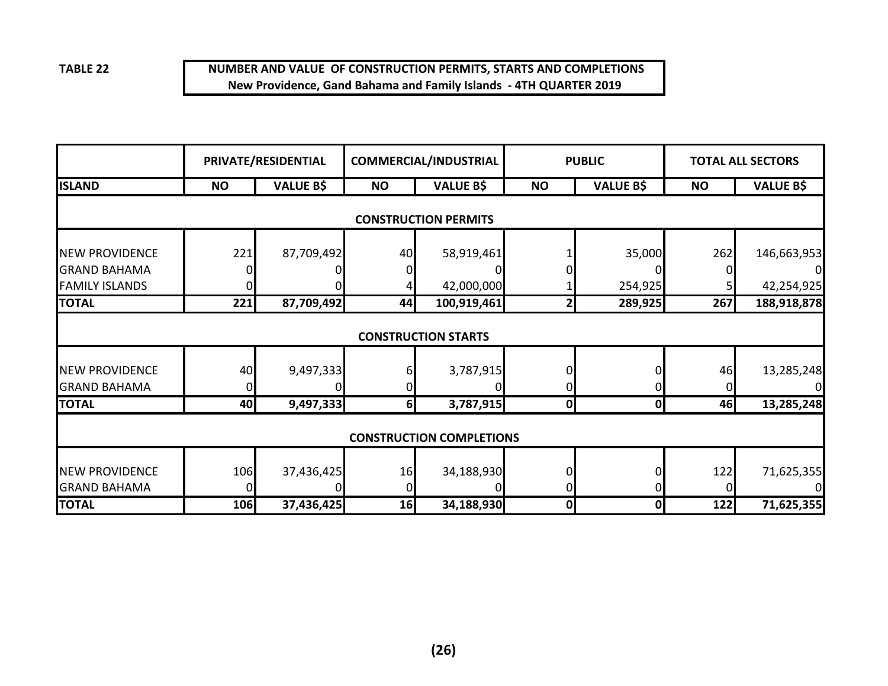**TABLE 22**

**NUMBER AND VALUE OF CONSTRUCTION PERMITS, STARTS AND COMPLETIONS**
**New Providence, Gand Bahama and Family Islands - 4TH QUARTER 2019**

| | PRIVATE/RESIDENTIAL | | COMMERCIAL/INDUSTRIAL | | PUBLIC | | TOTAL ALL SECTORS | |
|---|---|---|---|---|---|---|---|---|
| **ISLAND** | **NO** | **VALUE B$** | **NO** | **VALUE B$** | **NO** | **VALUE B$** | **NO** | **VALUE B$** |
| **CONSTRUCTION PERMITS** | | | | | | | | |
| NEW PROVIDENCE | 221 | 87,709,492 | 40 | 58,919,461 | 1 | 35,000 | 262 | 146,663,953 |
| GRAND BAHAMA | 0 | 0 | 0 | 0 | 0 | 0 | 0 | 0 |
| FAMILY ISLANDS | 0 | 0 | 4 | 42,000,000 | 1 | 254,925 | 5 | 42,254,925 |
| **TOTAL** | **221** | **87,709,492** | **44** | **100,919,461** | **2** | **289,925** | **267** | **188,918,878** |
| **CONSTRUCTION STARTS** | | | | | | | | |
| NEW PROVIDENCE | 40 | 9,497,333 | 6 | 3,787,915 | 0 | 0 | 46 | 13,285,248 |
| GRAND BAHAMA | 0 | 0 | 0 | 0 | 0 | 0 | 0 | 0 |
| **TOTAL** | **40** | **9,497,333** | **6** | **3,787,915** | **0** | **0** | **46** | **13,285,248** |
| **CONSTRUCTION COMPLETIONS** | | | | | | | | |
| NEW PROVIDENCE | 106 | 37,436,425 | 16 | 34,188,930 | 0 | 0 | 122 | 71,625,355 |
| GRAND BAHAMA | 0 | 0 | 0 | 0 | 0 | 0 | 0 | 0 |
| **TOTAL** | **106** | **37,436,425** | **16** | **34,188,930** | **0** | **0** | **122** | **71,625,355** |